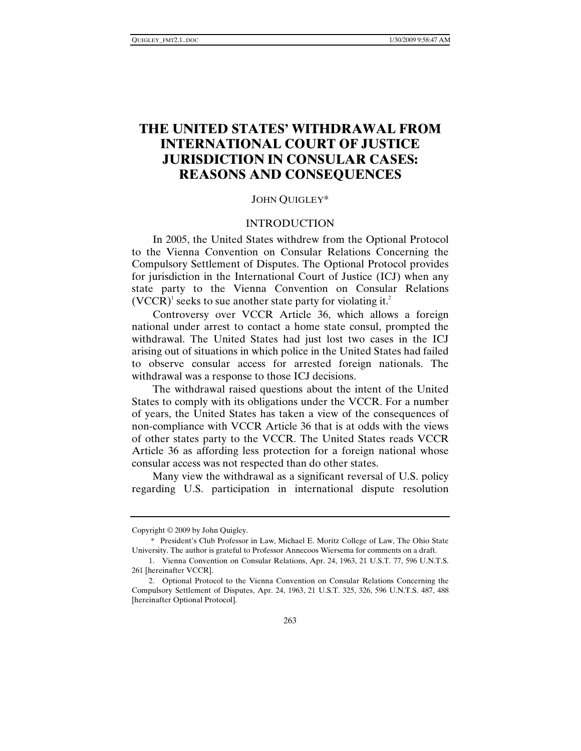# THE UNITED STATES' WITHDRAWAL FROM INTERNATIONAL COURT OF JUSTICE JURISDICTION IN CONSULAR CASES: REASONS AND CONSEQUENCES

JOHN QUIGLEY*

## INTRODUCTION

In 2005, the United States withdrew from the Optional Protocol to the Vienna Convention on Consular Relations Concerning the Compulsory Settlement of Disputes. The Optional Protocol provides for jurisdiction in the International Court of Justice (ICJ) when any state party to the Vienna Convention on Consular Relations (VCCR)[1] seeks to sue another state party for violating it.[2]

Controversy over VCCR Article 36, which allows a foreign national under arrest to contact a home state consul, prompted the withdrawal. The United States had just lost two cases in the ICJ arising out of situations in which police in the United States had failed to observe consular access for arrested foreign nationals. The withdrawal was a response to those ICJ decisions.

The withdrawal raised questions about the intent of the United States to comply with its obligations under the VCCR. For a number of years, the United States has taken a view of the consequences of non-compliance with VCCR Article 36 that is at odds with the views of other states party to the VCCR. The United States reads VCCR Article 36 as affording less protection for a foreign national whose consular access was not respected than do other states.

Many view the withdrawal as a significant reversal of U.S. policy regarding U.S. participation in international dispute resolution

---

Copyright © 2009 by John Quigley.

\* President's Club Professor in Law, Michael E. Moritz College of Law, The Ohio State University. The author is grateful to Professor Annecoos Wiersema for comments on a draft.

1. Vienna Convention on Consular Relations, Apr. 24, 1963, 21 U.S.T. 77, 596 U.N.T.S. 261 [hereinafter VCCR].

2. Optional Protocol to the Vienna Convention on Consular Relations Concerning the Compulsory Settlement of Disputes, Apr. 24, 1963, 21 U.S.T. 325, 326, 596 U.N.T.S. 487, 488 [hereinafter Optional Protocol].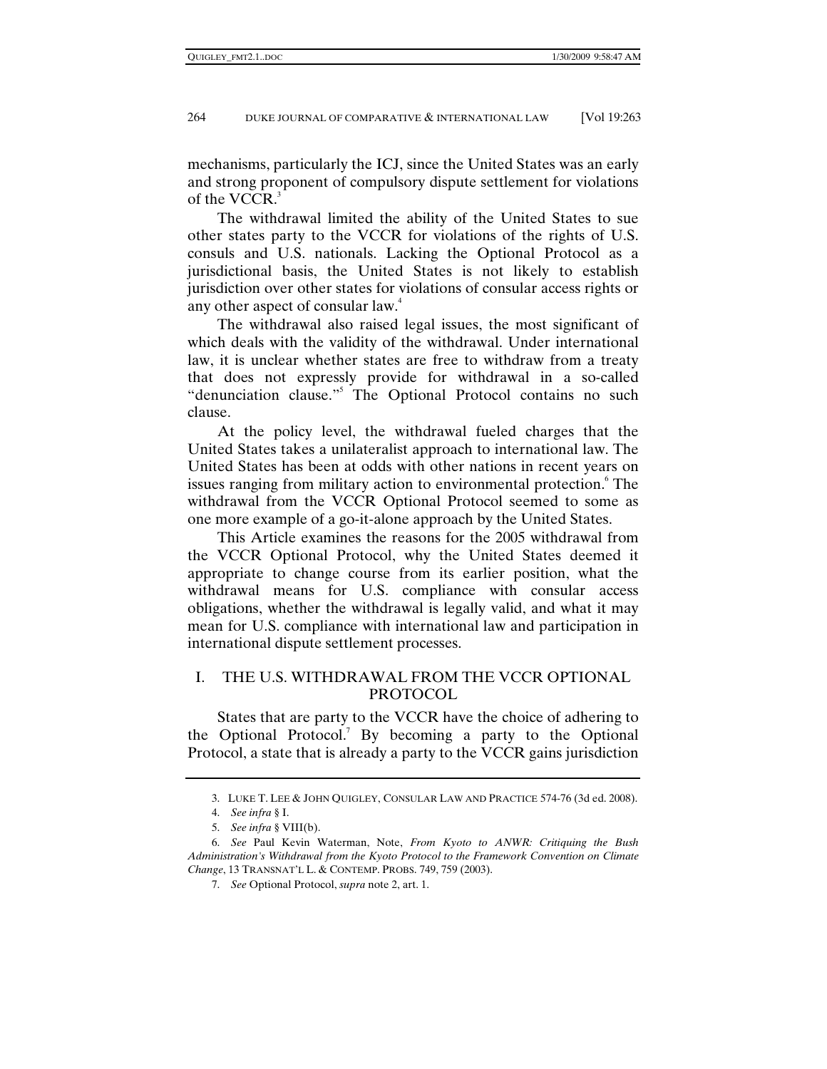mechanisms, particularly the ICJ, since the United States was an early and strong proponent of compulsory dispute settlement for violations of the VCCR.[3]

The withdrawal limited the ability of the United States to sue other states party to the VCCR for violations of the rights of U.S. consuls and U.S. nationals. Lacking the Optional Protocol as a jurisdictional basis, the United States is not likely to establish jurisdiction over other states for violations of consular access rights or any other aspect of consular law.[4]

The withdrawal also raised legal issues, the most significant of which deals with the validity of the withdrawal. Under international law, it is unclear whether states are free to withdraw from a treaty that does not expressly provide for withdrawal in a so-called "denunciation clause."[5] The Optional Protocol contains no such clause.

At the policy level, the withdrawal fueled charges that the United States takes a unilateralist approach to international law. The United States has been at odds with other nations in recent years on issues ranging from military action to environmental protection.[6] The withdrawal from the VCCR Optional Protocol seemed to some as one more example of a go-it-alone approach by the United States.

This Article examines the reasons for the 2005 withdrawal from the VCCR Optional Protocol, why the United States deemed it appropriate to change course from its earlier position, what the withdrawal means for U.S. compliance with consular access obligations, whether the withdrawal is legally valid, and what it may mean for U.S. compliance with international law and participation in international dispute settlement processes.

## I. THE U.S. WITHDRAWAL FROM THE VCCR OPTIONAL PROTOCOL

States that are party to the VCCR have the choice of adhering to the Optional Protocol.[7] By becoming a party to the Optional Protocol, a state that is already a party to the VCCR gains jurisdiction

---

3. LUKE T. LEE & JOHN QUIGLEY, CONSULAR LAW AND PRACTICE 574-76 (3d ed. 2008).

4. *See infra* § I.

5. *See infra* § VIII(b).

6. *See* Paul Kevin Waterman, Note, *From Kyoto to ANWR: Critiquing the Bush Administration's Withdrawal from the Kyoto Protocol to the Framework Convention on Climate Change*, 13 TRANSNAT'L L. & CONTEMP. PROBS. 749, 759 (2003).

7. *See* Optional Protocol, *supra* note 2, art. 1.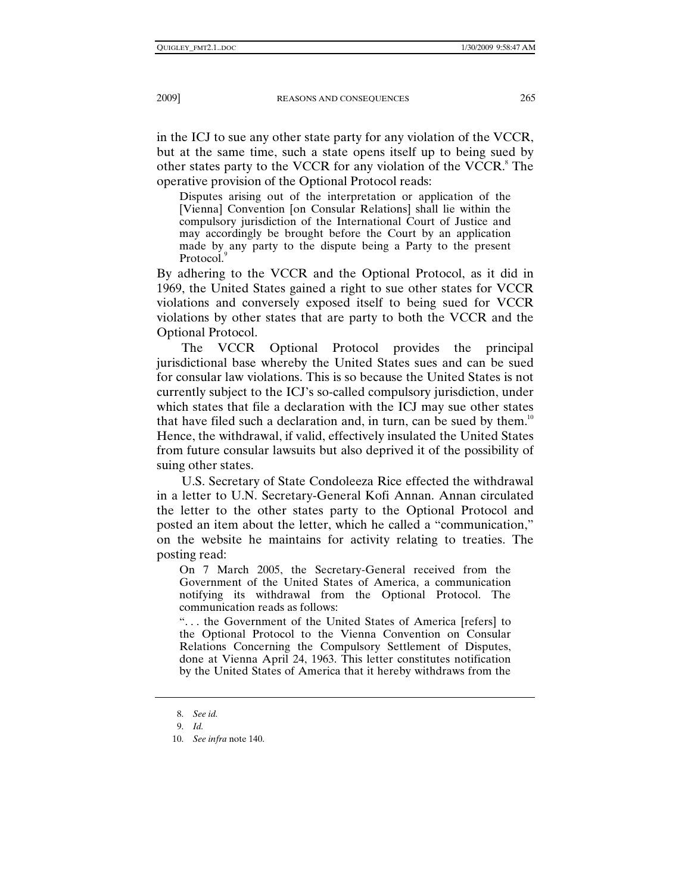in the ICJ to sue any other state party for any violation of the VCCR, but at the same time, such a state opens itself up to being sued by other states party to the VCCR for any violation of the VCCR.[8] The operative provision of the Optional Protocol reads:

> Disputes arising out of the interpretation or application of the [Vienna] Convention [on Consular Relations] shall lie within the compulsory jurisdiction of the International Court of Justice and may accordingly be brought before the Court by an application made by any party to the dispute being a Party to the present Protocol.[9]

By adhering to the VCCR and the Optional Protocol, as it did in 1969, the United States gained a right to sue other states for VCCR violations and conversely exposed itself to being sued for VCCR violations by other states that are party to both the VCCR and the Optional Protocol.

The VCCR Optional Protocol provides the principal jurisdictional base whereby the United States sues and can be sued for consular law violations. This is so because the United States is not currently subject to the ICJ's so-called compulsory jurisdiction, under which states that file a declaration with the ICJ may sue other states that have filed such a declaration and, in turn, can be sued by them.[10] Hence, the withdrawal, if valid, effectively insulated the United States from future consular lawsuits but also deprived it of the possibility of suing other states.

U.S. Secretary of State Condoleeza Rice effected the withdrawal in a letter to U.N. Secretary-General Kofi Annan. Annan circulated the letter to the other states party to the Optional Protocol and posted an item about the letter, which he called a "communication," on the website he maintains for activity relating to treaties. The posting read:

> On 7 March 2005, the Secretary-General received from the Government of the United States of America, a communication notifying its withdrawal from the Optional Protocol. The communication reads as follows:
>
> ". . . the Government of the United States of America [refers] to the Optional Protocol to the Vienna Convention on Consular Relations Concerning the Compulsory Settlement of Disputes, done at Vienna April 24, 1963. This letter constitutes notification by the United States of America that it hereby withdraws from the

8. *See id.*

9. *Id.*

10. *See infra* note 140.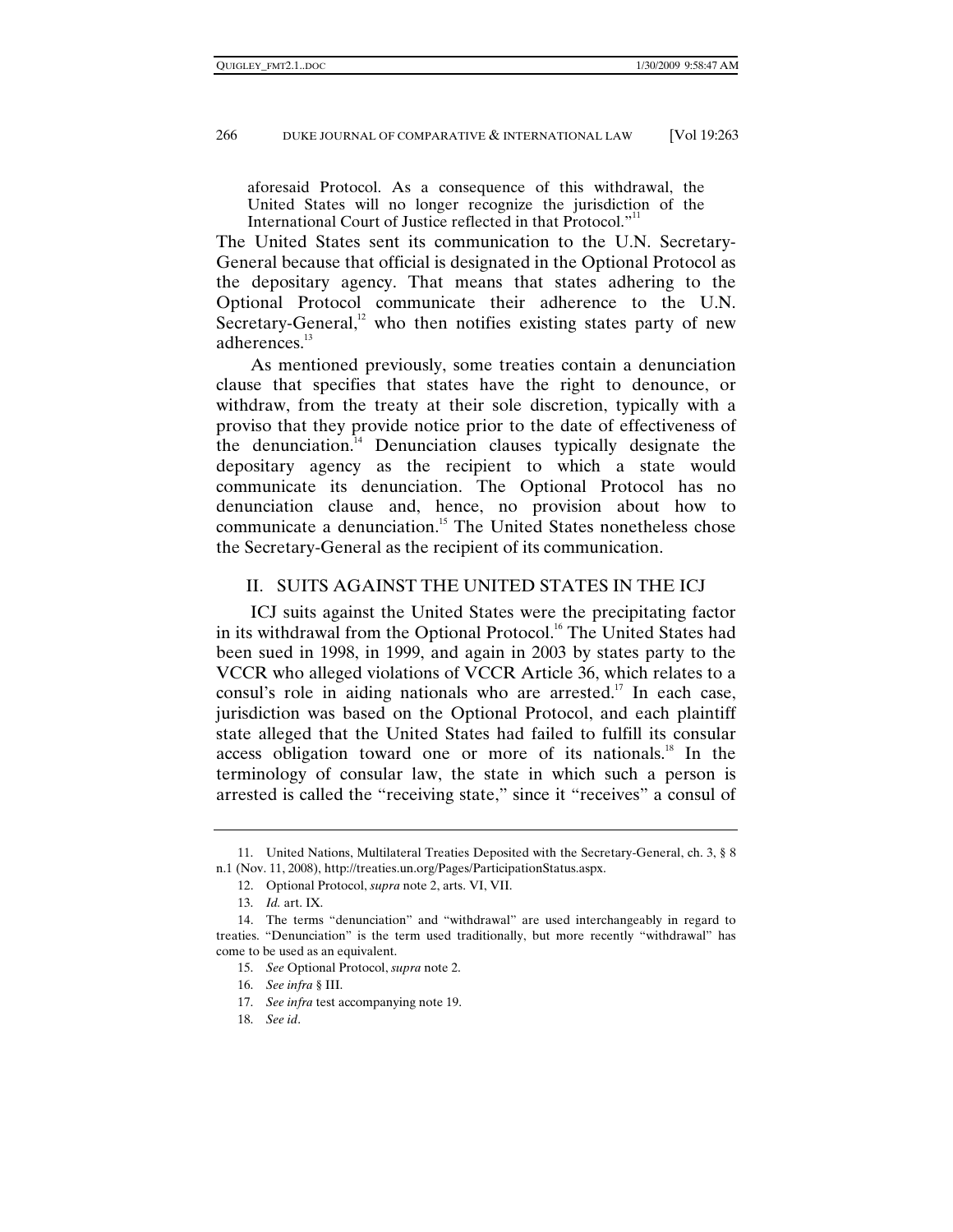aforesaid Protocol. As a consequence of this withdrawal, the United States will no longer recognize the jurisdiction of the International Court of Justice reflected in that Protocol."[11]

The United States sent its communication to the U.N. Secretary-General because that official is designated in the Optional Protocol as the depositary agency. That means that states adhering to the Optional Protocol communicate their adherence to the U.N. Secretary-General,[12] who then notifies existing states party of new adherences.[13]

As mentioned previously, some treaties contain a denunciation clause that specifies that states have the right to denounce, or withdraw, from the treaty at their sole discretion, typically with a proviso that they provide notice prior to the date of effectiveness of the denunciation.[14] Denunciation clauses typically designate the depositary agency as the recipient to which a state would communicate its denunciation. The Optional Protocol has no denunciation clause and, hence, no provision about how to communicate a denunciation.[15] The United States nonetheless chose the Secretary-General as the recipient of its communication.

## II. SUITS AGAINST THE UNITED STATES IN THE ICJ

ICJ suits against the United States were the precipitating factor in its withdrawal from the Optional Protocol.[16] The United States had been sued in 1998, in 1999, and again in 2003 by states party to the VCCR who alleged violations of VCCR Article 36, which relates to a consul's role in aiding nationals who are arrested.[17] In each case, jurisdiction was based on the Optional Protocol, and each plaintiff state alleged that the United States had failed to fulfill its consular access obligation toward one or more of its nationals.[18] In the terminology of consular law, the state in which such a person is arrested is called the "receiving state," since it "receives" a consul of

---

11. United Nations, Multilateral Treaties Deposited with the Secretary-General, ch. 3, § 8 n.1 (Nov. 11, 2008), http://treaties.un.org/Pages/ParticipationStatus.aspx.

12. Optional Protocol, *supra* note 2, arts. VI, VII.

13. *Id.* art. IX.

14. The terms "denunciation" and "withdrawal" are used interchangeably in regard to treaties. "Denunciation" is the term used traditionally, but more recently "withdrawal" has come to be used as an equivalent.

15. *See* Optional Protocol, *supra* note 2.

16. *See infra* § III.

17. *See infra* test accompanying note 19.

18. *See id*.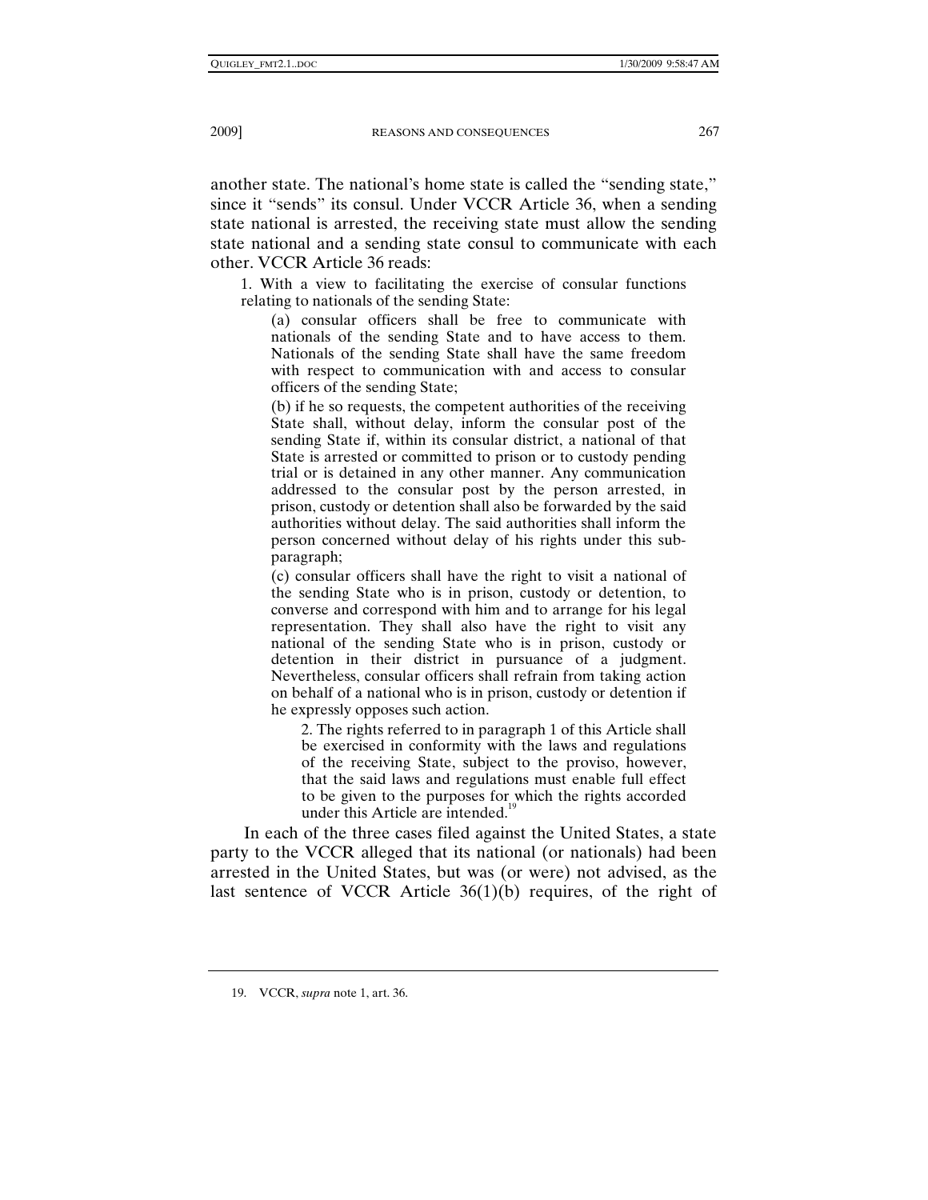another state. The national's home state is called the "sending state," since it "sends" its consul. Under VCCR Article 36, when a sending state national is arrested, the receiving state must allow the sending state national and a sending state consul to communicate with each other. VCCR Article 36 reads:

> 1. With a view to facilitating the exercise of consular functions relating to nationals of the sending State:
>
> (a) consular officers shall be free to communicate with nationals of the sending State and to have access to them. Nationals of the sending State shall have the same freedom with respect to communication with and access to consular officers of the sending State;
>
> (b) if he so requests, the competent authorities of the receiving State shall, without delay, inform the consular post of the sending State if, within its consular district, a national of that State is arrested or committed to prison or to custody pending trial or is detained in any other manner. Any communication addressed to the consular post by the person arrested, in prison, custody or detention shall also be forwarded by the said authorities without delay. The said authorities shall inform the person concerned without delay of his rights under this sub-paragraph;
>
> (c) consular officers shall have the right to visit a national of the sending State who is in prison, custody or detention, to converse and correspond with him and to arrange for his legal representation. They shall also have the right to visit any national of the sending State who is in prison, custody or detention in their district in pursuance of a judgment. Nevertheless, consular officers shall refrain from taking action on behalf of a national who is in prison, custody or detention if he expressly opposes such action.
>
> 2. The rights referred to in paragraph 1 of this Article shall be exercised in conformity with the laws and regulations of the receiving State, subject to the proviso, however, that the said laws and regulations must enable full effect to be given to the purposes for which the rights accorded under this Article are intended.[19]

In each of the three cases filed against the United States, a state party to the VCCR alleged that its national (or nationals) had been arrested in the United States, but was (or were) not advised, as the last sentence of VCCR Article 36(1)(b) requires, of the right of

19. VCCR, *supra* note 1, art. 36.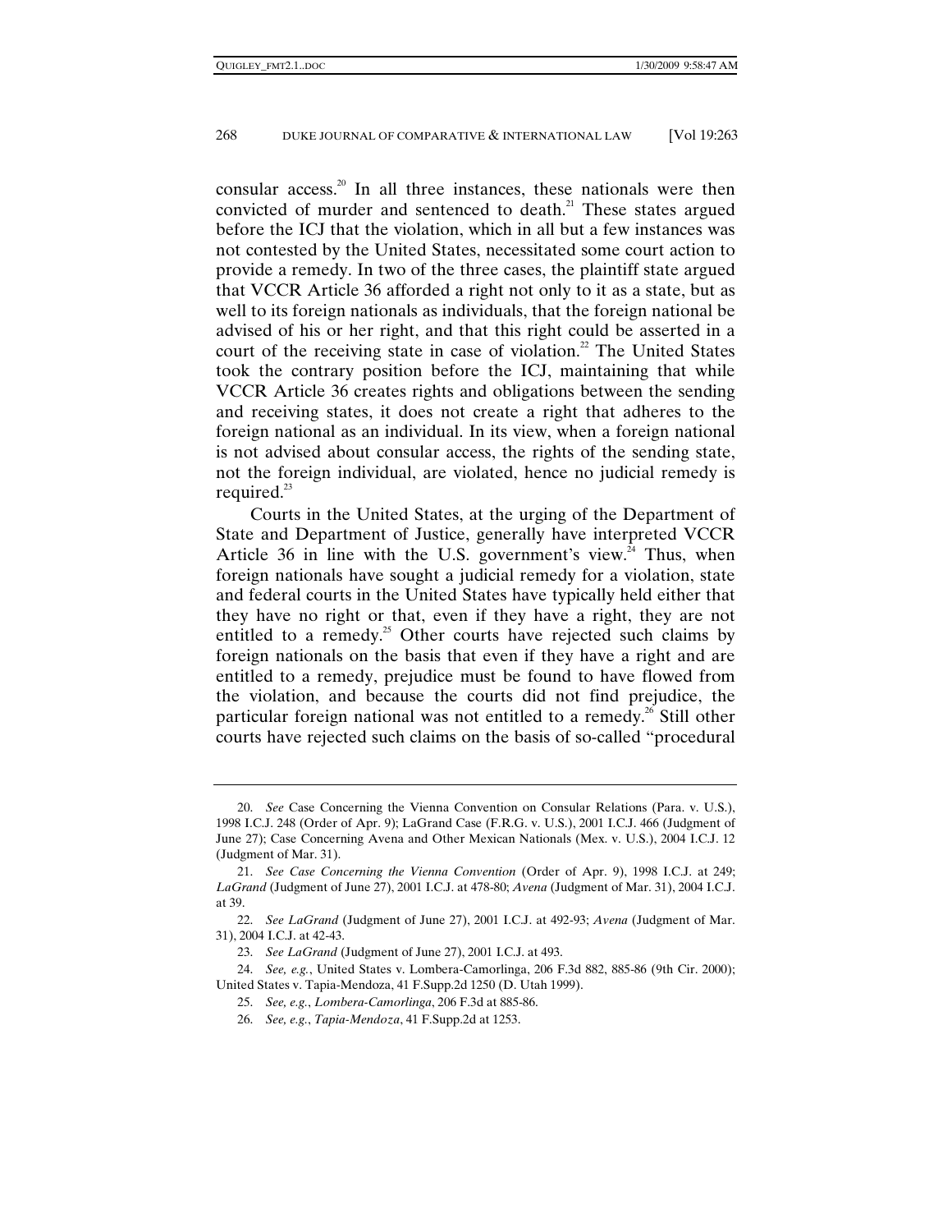consular access.[20] In all three instances, these nationals were then convicted of murder and sentenced to death.[21] These states argued before the ICJ that the violation, which in all but a few instances was not contested by the United States, necessitated some court action to provide a remedy. In two of the three cases, the plaintiff state argued that VCCR Article 36 afforded a right not only to it as a state, but as well to its foreign nationals as individuals, that the foreign national be advised of his or her right, and that this right could be asserted in a court of the receiving state in case of violation.[22] The United States took the contrary position before the ICJ, maintaining that while VCCR Article 36 creates rights and obligations between the sending and receiving states, it does not create a right that adheres to the foreign national as an individual. In its view, when a foreign national is not advised about consular access, the rights of the sending state, not the foreign individual, are violated, hence no judicial remedy is required.[23]

Courts in the United States, at the urging of the Department of State and Department of Justice, generally have interpreted VCCR Article 36 in line with the U.S. government's view.[24] Thus, when foreign nationals have sought a judicial remedy for a violation, state and federal courts in the United States have typically held either that they have no right or that, even if they have a right, they are not entitled to a remedy.[25] Other courts have rejected such claims by foreign nationals on the basis that even if they have a right and are entitled to a remedy, prejudice must be found to have flowed from the violation, and because the courts did not find prejudice, the particular foreign national was not entitled to a remedy.[26] Still other courts have rejected such claims on the basis of so-called "procedural

---

20. *See* Case Concerning the Vienna Convention on Consular Relations (Para. v. U.S.), 1998 I.C.J. 248 (Order of Apr. 9); LaGrand Case (F.R.G. v. U.S.), 2001 I.C.J. 466 (Judgment of June 27); Case Concerning Avena and Other Mexican Nationals (Mex. v. U.S.), 2004 I.C.J. 12 (Judgment of Mar. 31).

21. *See Case Concerning the Vienna Convention* (Order of Apr. 9), 1998 I.C.J. at 249; *LaGrand* (Judgment of June 27), 2001 I.C.J. at 478-80; *Avena* (Judgment of Mar. 31), 2004 I.C.J. at 39.

22. *See LaGrand* (Judgment of June 27), 2001 I.C.J. at 492-93; *Avena* (Judgment of Mar. 31), 2004 I.C.J. at 42-43.

23. *See LaGrand* (Judgment of June 27), 2001 I.C.J. at 493.

24. *See, e.g.*, United States v. Lombera-Camorlinga, 206 F.3d 882, 885-86 (9th Cir. 2000); United States v. Tapia-Mendoza, 41 F.Supp.2d 1250 (D. Utah 1999).

25. *See, e.g.*, *Lombera-Camorlinga*, 206 F.3d at 885-86.

26. *See, e.g.*, *Tapia-Mendoza*, 41 F.Supp.2d at 1253.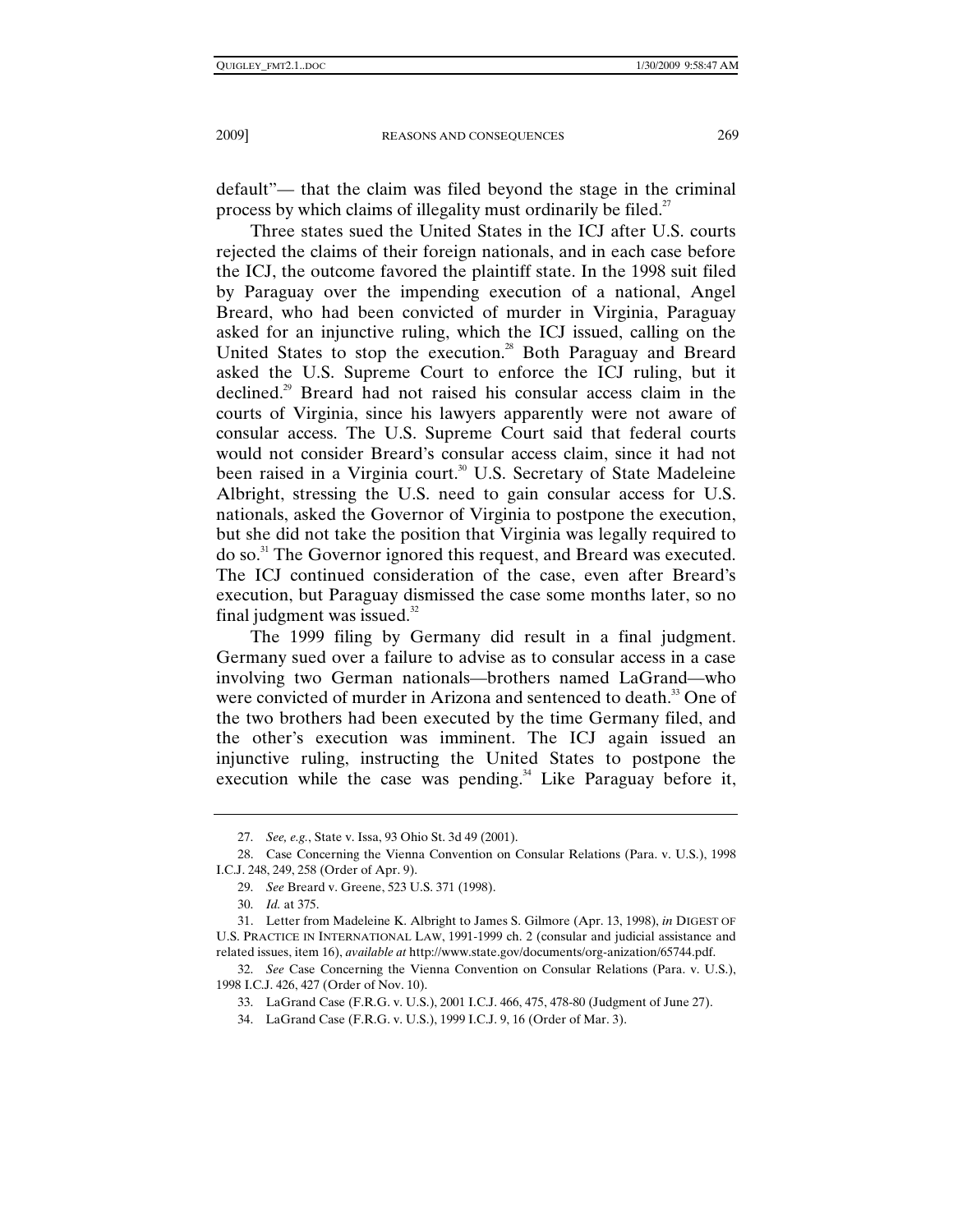default"— that the claim was filed beyond the stage in the criminal process by which claims of illegality must ordinarily be filed.[27]

Three states sued the United States in the ICJ after U.S. courts rejected the claims of their foreign nationals, and in each case before the ICJ, the outcome favored the plaintiff state. In the 1998 suit filed by Paraguay over the impending execution of a national, Angel Breard, who had been convicted of murder in Virginia, Paraguay asked for an injunctive ruling, which the ICJ issued, calling on the United States to stop the execution.[28] Both Paraguay and Breard asked the U.S. Supreme Court to enforce the ICJ ruling, but it declined.[29] Breard had not raised his consular access claim in the courts of Virginia, since his lawyers apparently were not aware of consular access. The U.S. Supreme Court said that federal courts would not consider Breard's consular access claim, since it had not been raised in a Virginia court.[30] U.S. Secretary of State Madeleine Albright, stressing the U.S. need to gain consular access for U.S. nationals, asked the Governor of Virginia to postpone the execution, but she did not take the position that Virginia was legally required to do so.[31] The Governor ignored this request, and Breard was executed. The ICJ continued consideration of the case, even after Breard's execution, but Paraguay dismissed the case some months later, so no final judgment was issued.[32]

The 1999 filing by Germany did result in a final judgment. Germany sued over a failure to advise as to consular access in a case involving two German nationals—brothers named LaGrand—who were convicted of murder in Arizona and sentenced to death.[33] One of the two brothers had been executed by the time Germany filed, and the other's execution was imminent. The ICJ again issued an injunctive ruling, instructing the United States to postpone the execution while the case was pending.[34] Like Paraguay before it,

---

27. *See, e.g.*, State v. Issa, 93 Ohio St. 3d 49 (2001).

28. Case Concerning the Vienna Convention on Consular Relations (Para. v. U.S.), 1998 I.C.J. 248, 249, 258 (Order of Apr. 9).

29. *See* Breard v. Greene, 523 U.S. 371 (1998).

30. *Id.* at 375.

31. Letter from Madeleine K. Albright to James S. Gilmore (Apr. 13, 1998), *in* DIGEST OF U.S. PRACTICE IN INTERNATIONAL LAW, 1991-1999 ch. 2 (consular and judicial assistance and related issues, item 16), *available at* http://www.state.gov/documents/org-anization/65744.pdf.

32. *See* Case Concerning the Vienna Convention on Consular Relations (Para. v. U.S.), 1998 I.C.J. 426, 427 (Order of Nov. 10).

33. LaGrand Case (F.R.G. v. U.S.), 2001 I.C.J. 466, 475, 478-80 (Judgment of June 27).

34. LaGrand Case (F.R.G. v. U.S.), 1999 I.C.J. 9, 16 (Order of Mar. 3).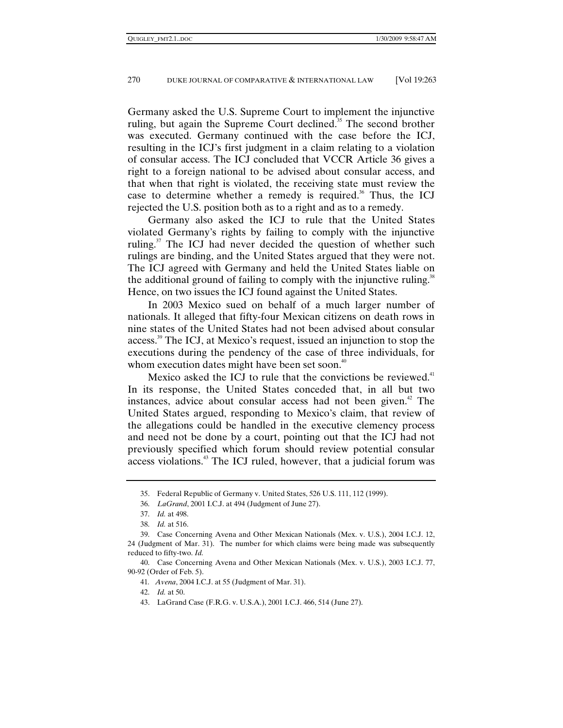Germany asked the U.S. Supreme Court to implement the injunctive ruling, but again the Supreme Court declined.[35] The second brother was executed. Germany continued with the case before the ICJ, resulting in the ICJ's first judgment in a claim relating to a violation of consular access. The ICJ concluded that VCCR Article 36 gives a right to a foreign national to be advised about consular access, and that when that right is violated, the receiving state must review the case to determine whether a remedy is required.[36] Thus, the ICJ rejected the U.S. position both as to a right and as to a remedy.

Germany also asked the ICJ to rule that the United States violated Germany's rights by failing to comply with the injunctive ruling.[37] The ICJ had never decided the question of whether such rulings are binding, and the United States argued that they were not. The ICJ agreed with Germany and held the United States liable on the additional ground of failing to comply with the injunctive ruling.[38] Hence, on two issues the ICJ found against the United States.

In 2003 Mexico sued on behalf of a much larger number of nationals. It alleged that fifty-four Mexican citizens on death rows in nine states of the United States had not been advised about consular access.[39] The ICJ, at Mexico's request, issued an injunction to stop the executions during the pendency of the case of three individuals, for whom execution dates might have been set soon.[40]

Mexico asked the ICJ to rule that the convictions be reviewed.[41] In its response, the United States conceded that, in all but two instances, advice about consular access had not been given.[42] The United States argued, responding to Mexico's claim, that review of the allegations could be handled in the executive clemency process and need not be done by a court, pointing out that the ICJ had not previously specified which forum should review potential consular access violations.[43] The ICJ ruled, however, that a judicial forum was

---

35. Federal Republic of Germany v. United States, 526 U.S. 111, 112 (1999).

36. *LaGrand*, 2001 I.C.J. at 494 (Judgment of June 27).

37. *Id.* at 498.

38. *Id.* at 516.

39. Case Concerning Avena and Other Mexican Nationals (Mex. v. U.S.), 2004 I.C.J. 12, 24 (Judgment of Mar. 31). The number for which claims were being made was subsequently reduced to fifty-two. *Id.*

40. Case Concerning Avena and Other Mexican Nationals (Mex. v. U.S.), 2003 I.C.J. 77, 90-92 (Order of Feb. 5).

41. *Avena*, 2004 I.C.J. at 55 (Judgment of Mar. 31).

42. *Id.* at 50.

43. LaGrand Case (F.R.G. v. U.S.A.), 2001 I.C.J. 466, 514 (June 27).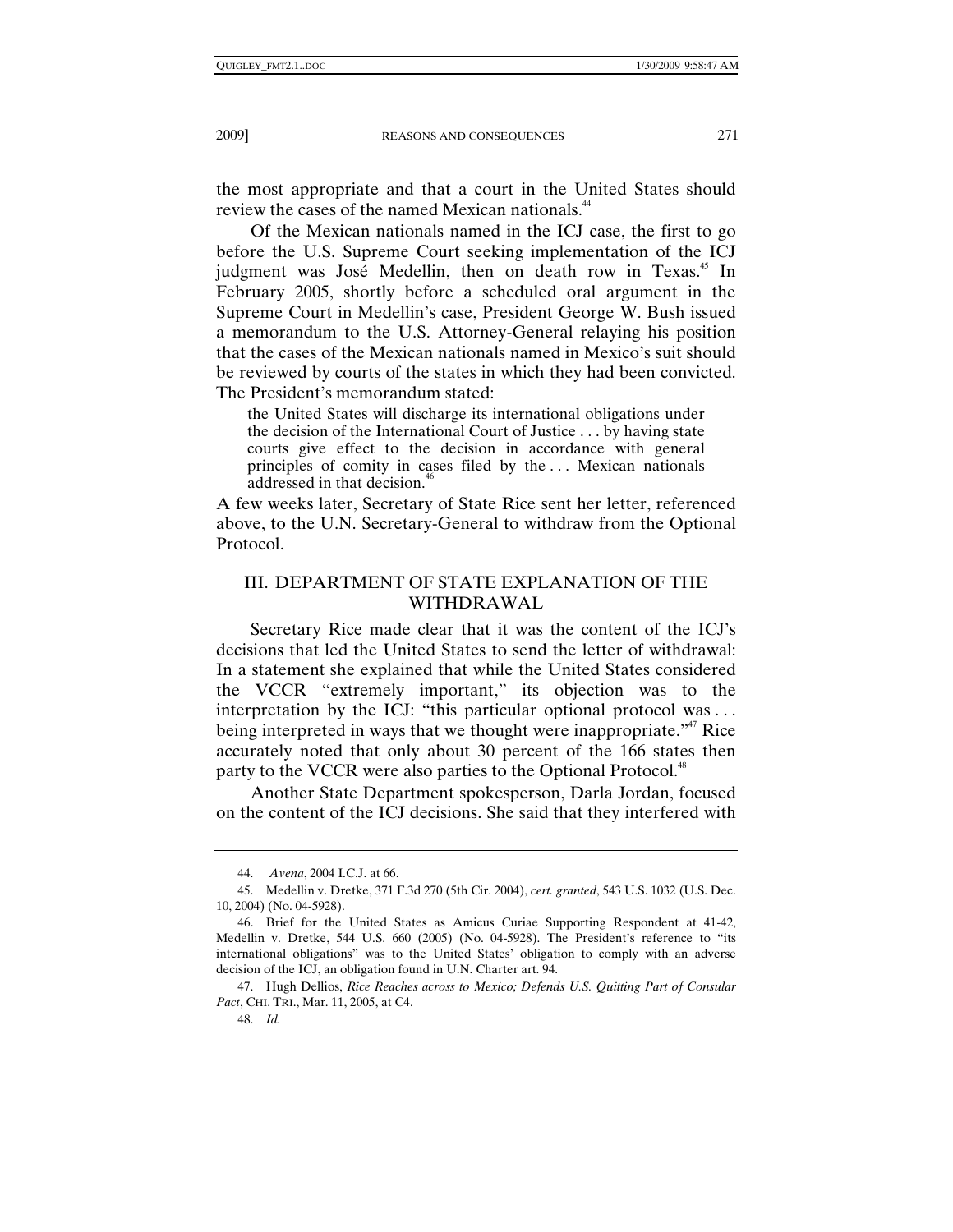the most appropriate and that a court in the United States should review the cases of the named Mexican nationals.[44]

Of the Mexican nationals named in the ICJ case, the first to go before the U.S. Supreme Court seeking implementation of the ICJ judgment was José Medellin, then on death row in Texas.[45] In February 2005, shortly before a scheduled oral argument in the Supreme Court in Medellin's case, President George W. Bush issued a memorandum to the U.S. Attorney-General relaying his position that the cases of the Mexican nationals named in Mexico's suit should be reviewed by courts of the states in which they had been convicted. The President's memorandum stated:

> the United States will discharge its international obligations under the decision of the International Court of Justice . . . by having state courts give effect to the decision in accordance with general principles of comity in cases filed by the . . . Mexican nationals addressed in that decision.[46]

A few weeks later, Secretary of State Rice sent her letter, referenced above, to the U.N. Secretary-General to withdraw from the Optional Protocol.

## III. DEPARTMENT OF STATE EXPLANATION OF THE WITHDRAWAL

Secretary Rice made clear that it was the content of the ICJ's decisions that led the United States to send the letter of withdrawal: In a statement she explained that while the United States considered the VCCR "extremely important," its objection was to the interpretation by the ICJ: "this particular optional protocol was . . . being interpreted in ways that we thought were inappropriate."[47] Rice accurately noted that only about 30 percent of the 166 states then party to the VCCR were also parties to the Optional Protocol.[48]

Another State Department spokesperson, Darla Jordan, focused on the content of the ICJ decisions. She said that they interfered with

---

44. *Avena*, 2004 I.C.J. at 66.

45. Medellin v. Dretke, 371 F.3d 270 (5th Cir. 2004), *cert. granted*, 543 U.S. 1032 (U.S. Dec. 10, 2004) (No. 04-5928).

46. Brief for the United States as Amicus Curiae Supporting Respondent at 41-42, Medellin v. Dretke, 544 U.S. 660 (2005) (No. 04-5928). The President's reference to "its international obligations" was to the United States' obligation to comply with an adverse decision of the ICJ, an obligation found in U.N. Charter art. 94.

47. Hugh Dellios, *Rice Reaches across to Mexico; Defends U.S. Quitting Part of Consular Pact*, CHI. TRI., Mar. 11, 2005, at C4.

48. *Id.*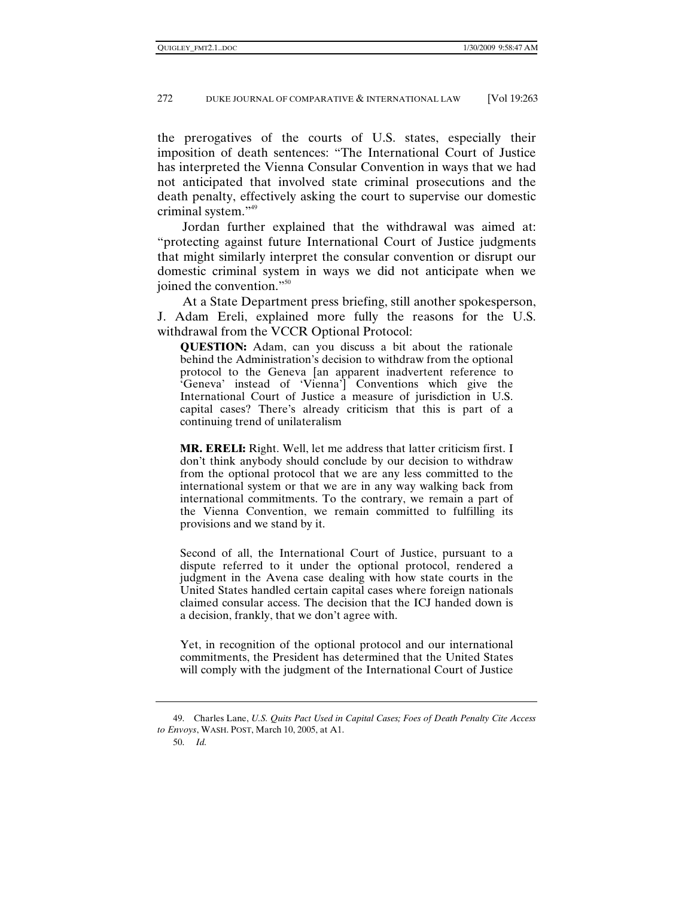the prerogatives of the courts of U.S. states, especially their imposition of death sentences: "The International Court of Justice has interpreted the Vienna Consular Convention in ways that we had not anticipated that involved state criminal prosecutions and the death penalty, effectively asking the court to supervise our domestic criminal system."[49]

Jordan further explained that the withdrawal was aimed at: "protecting against future International Court of Justice judgments that might similarly interpret the consular convention or disrupt our domestic criminal system in ways we did not anticipate when we joined the convention."[50]

At a State Department press briefing, still another spokesperson, J. Adam Ereli, explained more fully the reasons for the U.S. withdrawal from the VCCR Optional Protocol:

> **QUESTION:** Adam, can you discuss a bit about the rationale behind the Administration's decision to withdraw from the optional protocol to the Geneva [an apparent inadvertent reference to 'Geneva' instead of 'Vienna'] Conventions which give the International Court of Justice a measure of jurisdiction in U.S. capital cases? There's already criticism that this is part of a continuing trend of unilateralism
>
> **MR. ERELI:** Right. Well, let me address that latter criticism first. I don't think anybody should conclude by our decision to withdraw from the optional protocol that we are any less committed to the international system or that we are in any way walking back from international commitments. To the contrary, we remain a part of the Vienna Convention, we remain committed to fulfilling its provisions and we stand by it.
>
> Second of all, the International Court of Justice, pursuant to a dispute referred to it under the optional protocol, rendered a judgment in the Avena case dealing with how state courts in the United States handled certain capital cases where foreign nationals claimed consular access. The decision that the ICJ handed down is a decision, frankly, that we don't agree with.
>
> Yet, in recognition of the optional protocol and our international commitments, the President has determined that the United States will comply with the judgment of the International Court of Justice

49. Charles Lane, *U.S. Quits Pact Used in Capital Cases; Foes of Death Penalty Cite Access to Envoys*, WASH. POST, March 10, 2005, at A1.

50. *Id.*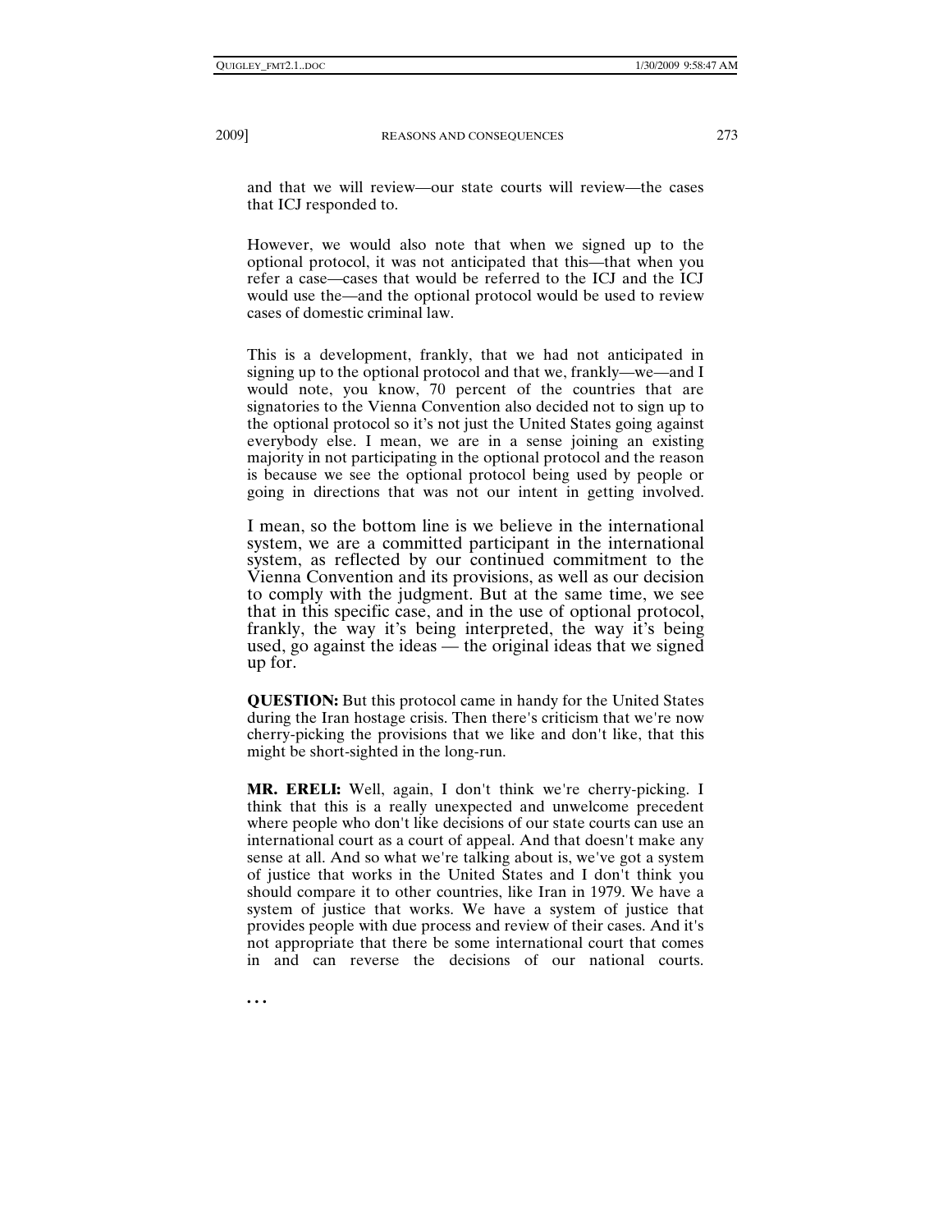and that we will review—our state courts will review—the cases that ICJ responded to.

However, we would also note that when we signed up to the optional protocol, it was not anticipated that this—that when you refer a case—cases that would be referred to the ICJ and the ICJ would use the—and the optional protocol would be used to review cases of domestic criminal law.

This is a development, frankly, that we had not anticipated in signing up to the optional protocol and that we, frankly—we—and I would note, you know, 70 percent of the countries that are signatories to the Vienna Convention also decided not to sign up to the optional protocol so it's not just the United States going against everybody else. I mean, we are in a sense joining an existing majority in not participating in the optional protocol and the reason is because we see the optional protocol being used by people or going in directions that was not our intent in getting involved.

I mean, so the bottom line is we believe in the international system, we are a committed participant in the international system, as reflected by our continued commitment to the Vienna Convention and its provisions, as well as our decision to comply with the judgment. But at the same time, we see that in this specific case, and in the use of optional protocol, frankly, the way it's being interpreted, the way it's being used, go against the ideas — the original ideas that we signed up for.

**QUESTION:** But this protocol came in handy for the United States during the Iran hostage crisis. Then there's criticism that we're now cherry-picking the provisions that we like and don't like, that this might be short-sighted in the long-run.

**MR. ERELI:** Well, again, I don't think we're cherry-picking. I think that this is a really unexpected and unwelcome precedent where people who don't like decisions of our state courts can use an international court as a court of appeal. And that doesn't make any sense at all. And so what we're talking about is, we've got a system of justice that works in the United States and I don't think you should compare it to other countries, like Iran in 1979. We have a system of justice that works. We have a system of justice that provides people with due process and review of their cases. And it's not appropriate that there be some international court that comes in and can reverse the decisions of our national courts.

. . .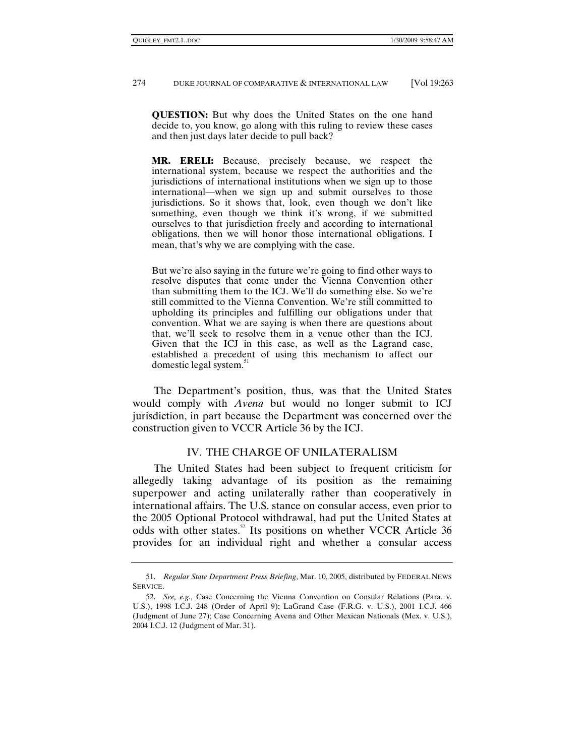**QUESTION:** But why does the United States on the one hand decide to, you know, go along with this ruling to review these cases and then just days later decide to pull back?

**MR. ERELI:** Because, precisely because, we respect the international system, because we respect the authorities and the jurisdictions of international institutions when we sign up to those international—when we sign up and submit ourselves to those jurisdictions. So it shows that, look, even though we don't like something, even though we think it's wrong, if we submitted ourselves to that jurisdiction freely and according to international obligations, then we will honor those international obligations. I mean, that's why we are complying with the case.

But we're also saying in the future we're going to find other ways to resolve disputes that come under the Vienna Convention other than submitting them to the ICJ. We'll do something else. So we're still committed to the Vienna Convention. We're still committed to upholding its principles and fulfilling our obligations under that convention. What we are saying is when there are questions about that, we'll seek to resolve them in a venue other than the ICJ. Given that the ICJ in this case, as well as the Lagrand case, established a precedent of using this mechanism to affect our domestic legal system.[51]

The Department's position, thus, was that the United States would comply with *Avena* but would no longer submit to ICJ jurisdiction, in part because the Department was concerned over the construction given to VCCR Article 36 by the ICJ.

## IV. THE CHARGE OF UNILATERALISM

The United States had been subject to frequent criticism for allegedly taking advantage of its position as the remaining superpower and acting unilaterally rather than cooperatively in international affairs. The U.S. stance on consular access, even prior to the 2005 Optional Protocol withdrawal, had put the United States at odds with other states.[52] Its positions on whether VCCR Article 36 provides for an individual right and whether a consular access

---

51. *Regular State Department Press Briefing*, Mar. 10, 2005, distributed by FEDERAL NEWS SERVICE.

52. *See, e.g.*, Case Concerning the Vienna Convention on Consular Relations (Para. v. U.S.), 1998 I.C.J. 248 (Order of April 9); LaGrand Case (F.R.G. v. U.S.), 2001 I.C.J. 466 (Judgment of June 27); Case Concerning Avena and Other Mexican Nationals (Mex. v. U.S.), 2004 I.C.J. 12 (Judgment of Mar. 31).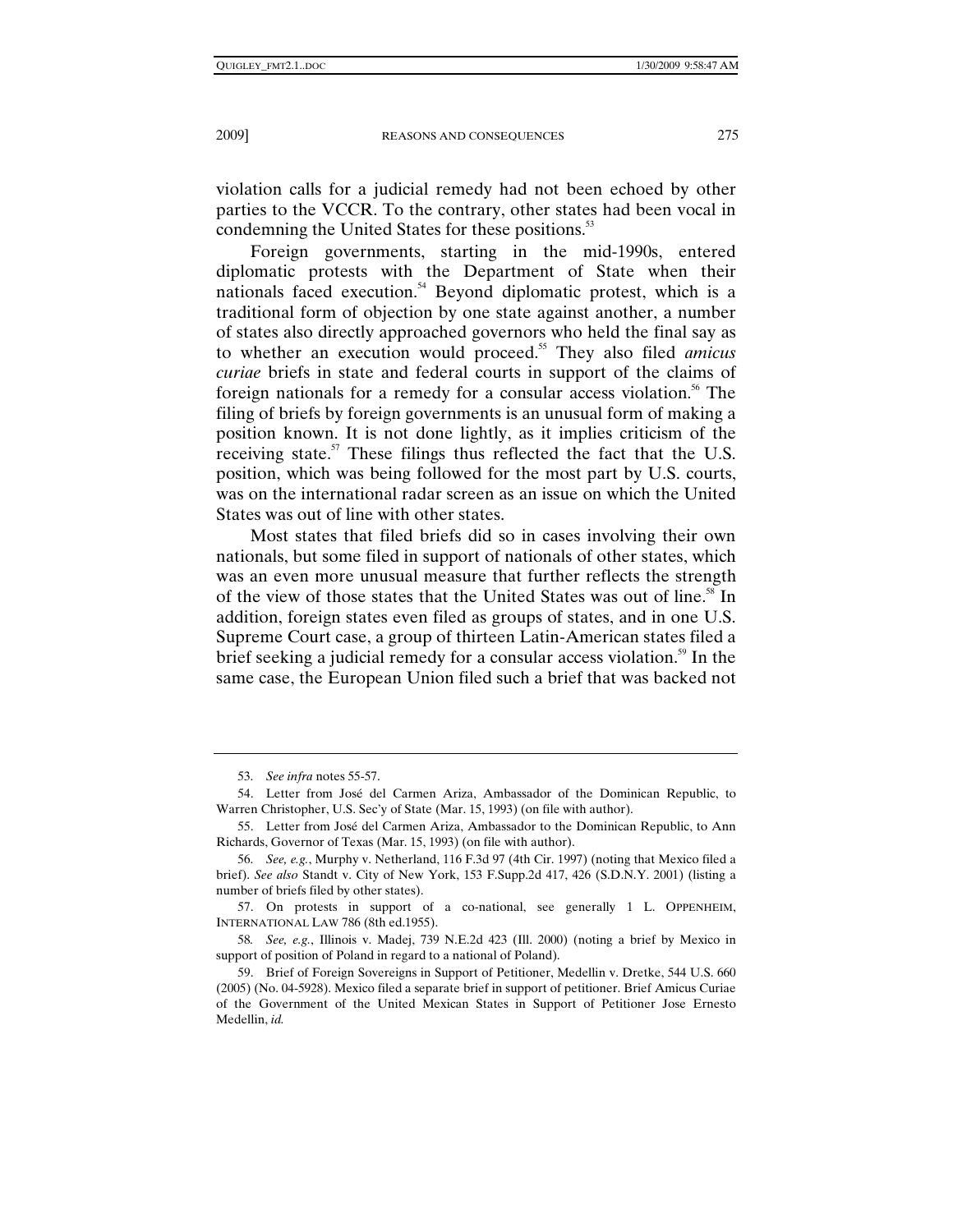violation calls for a judicial remedy had not been echoed by other parties to the VCCR. To the contrary, other states had been vocal in condemning the United States for these positions.[53]

Foreign governments, starting in the mid-1990s, entered diplomatic protests with the Department of State when their nationals faced execution.[54] Beyond diplomatic protest, which is a traditional form of objection by one state against another, a number of states also directly approached governors who held the final say as to whether an execution would proceed.[55] They also filed *amicus curiae* briefs in state and federal courts in support of the claims of foreign nationals for a remedy for a consular access violation.[56] The filing of briefs by foreign governments is an unusual form of making a position known. It is not done lightly, as it implies criticism of the receiving state.[57] These filings thus reflected the fact that the U.S. position, which was being followed for the most part by U.S. courts, was on the international radar screen as an issue on which the United States was out of line with other states.

Most states that filed briefs did so in cases involving their own nationals, but some filed in support of nationals of other states, which was an even more unusual measure that further reflects the strength of the view of those states that the United States was out of line.[58] In addition, foreign states even filed as groups of states, and in one U.S. Supreme Court case, a group of thirteen Latin-American states filed a brief seeking a judicial remedy for a consular access violation.[59] In the same case, the European Union filed such a brief that was backed not

---

53. *See infra* notes 55-57.

54. Letter from José del Carmen Ariza, Ambassador of the Dominican Republic, to Warren Christopher, U.S. Sec'y of State (Mar. 15, 1993) (on file with author).

55. Letter from José del Carmen Ariza, Ambassador to the Dominican Republic, to Ann Richards, Governor of Texas (Mar. 15, 1993) (on file with author).

56. *See, e.g.*, Murphy v. Netherland, 116 F.3d 97 (4th Cir. 1997) (noting that Mexico filed a brief). *See also* Standt v. City of New York, 153 F.Supp.2d 417, 426 (S.D.N.Y. 2001) (listing a number of briefs filed by other states).

57. On protests in support of a co-national, see generally 1 L. OPPENHEIM, INTERNATIONAL LAW 786 (8th ed.1955).

58. *See, e.g.*, Illinois v. Madej, 739 N.E.2d 423 (Ill. 2000) (noting a brief by Mexico in support of position of Poland in regard to a national of Poland).

59. Brief of Foreign Sovereigns in Support of Petitioner, Medellin v. Dretke, 544 U.S. 660 (2005) (No. 04-5928). Mexico filed a separate brief in support of petitioner. Brief Amicus Curiae of the Government of the United Mexican States in Support of Petitioner Jose Ernesto Medellin, *id.*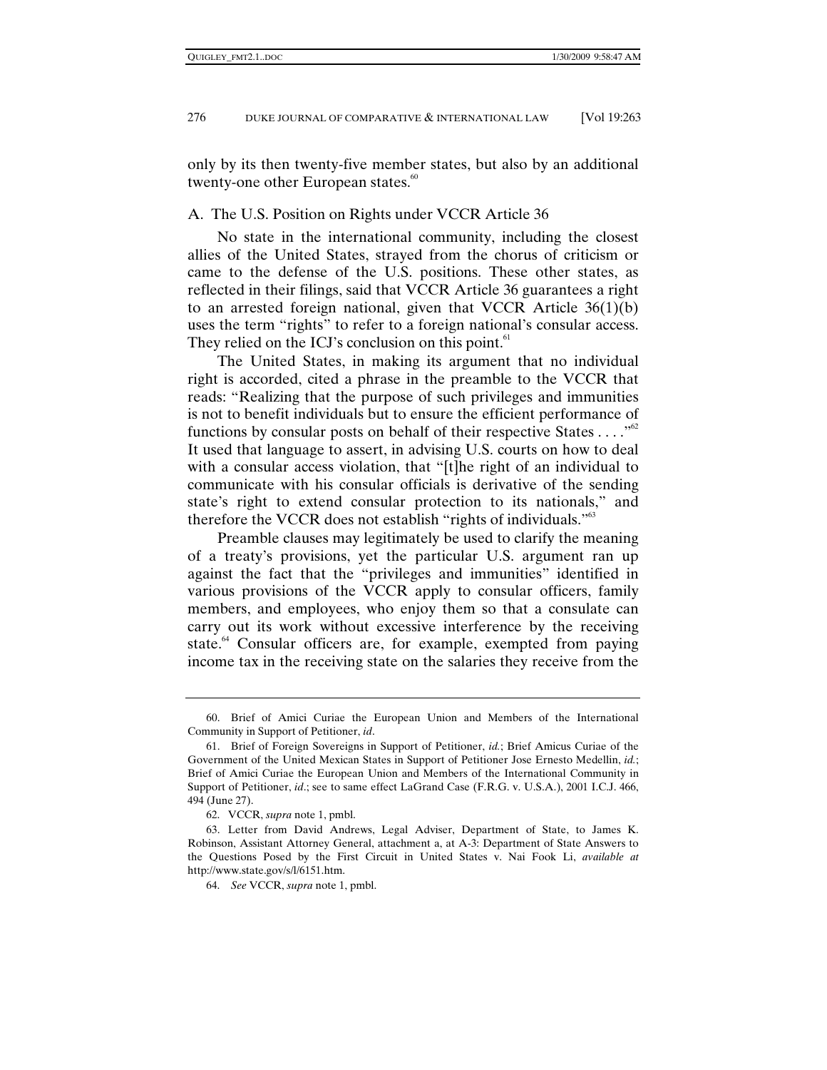only by its then twenty-five member states, but also by an additional twenty-one other European states.[60]

## A. The U.S. Position on Rights under VCCR Article 36

No state in the international community, including the closest allies of the United States, strayed from the chorus of criticism or came to the defense of the U.S. positions. These other states, as reflected in their filings, said that VCCR Article 36 guarantees a right to an arrested foreign national, given that VCCR Article 36(1)(b) uses the term "rights" to refer to a foreign national's consular access. They relied on the ICJ's conclusion on this point.[61]

The United States, in making its argument that no individual right is accorded, cited a phrase in the preamble to the VCCR that reads: "Realizing that the purpose of such privileges and immunities is not to benefit individuals but to ensure the efficient performance of functions by consular posts on behalf of their respective States . . . ."[62] It used that language to assert, in advising U.S. courts on how to deal with a consular access violation, that "[t]he right of an individual to communicate with his consular officials is derivative of the sending state's right to extend consular protection to its nationals," and therefore the VCCR does not establish "rights of individuals."[63]

Preamble clauses may legitimately be used to clarify the meaning of a treaty's provisions, yet the particular U.S. argument ran up against the fact that the "privileges and immunities" identified in various provisions of the VCCR apply to consular officers, family members, and employees, who enjoy them so that a consulate can carry out its work without excessive interference by the receiving state.[64] Consular officers are, for example, exempted from paying income tax in the receiving state on the salaries they receive from the

---

60. Brief of Amici Curiae the European Union and Members of the International Community in Support of Petitioner, *id*.

61. Brief of Foreign Sovereigns in Support of Petitioner, *id.*; Brief Amicus Curiae of the Government of the United Mexican States in Support of Petitioner Jose Ernesto Medellin, *id.*; Brief of Amici Curiae the European Union and Members of the International Community in Support of Petitioner, *id*.; see to same effect LaGrand Case (F.R.G. v. U.S.A.), 2001 I.C.J. 466, 494 (June 27).

62. VCCR, *supra* note 1, pmbl.

63. Letter from David Andrews, Legal Adviser, Department of State, to James K. Robinson, Assistant Attorney General, attachment a, at A-3: Department of State Answers to the Questions Posed by the First Circuit in United States v. Nai Fook Li, *available at* http://www.state.gov/s/l/6151.htm.

64. *See* VCCR, *supra* note 1, pmbl.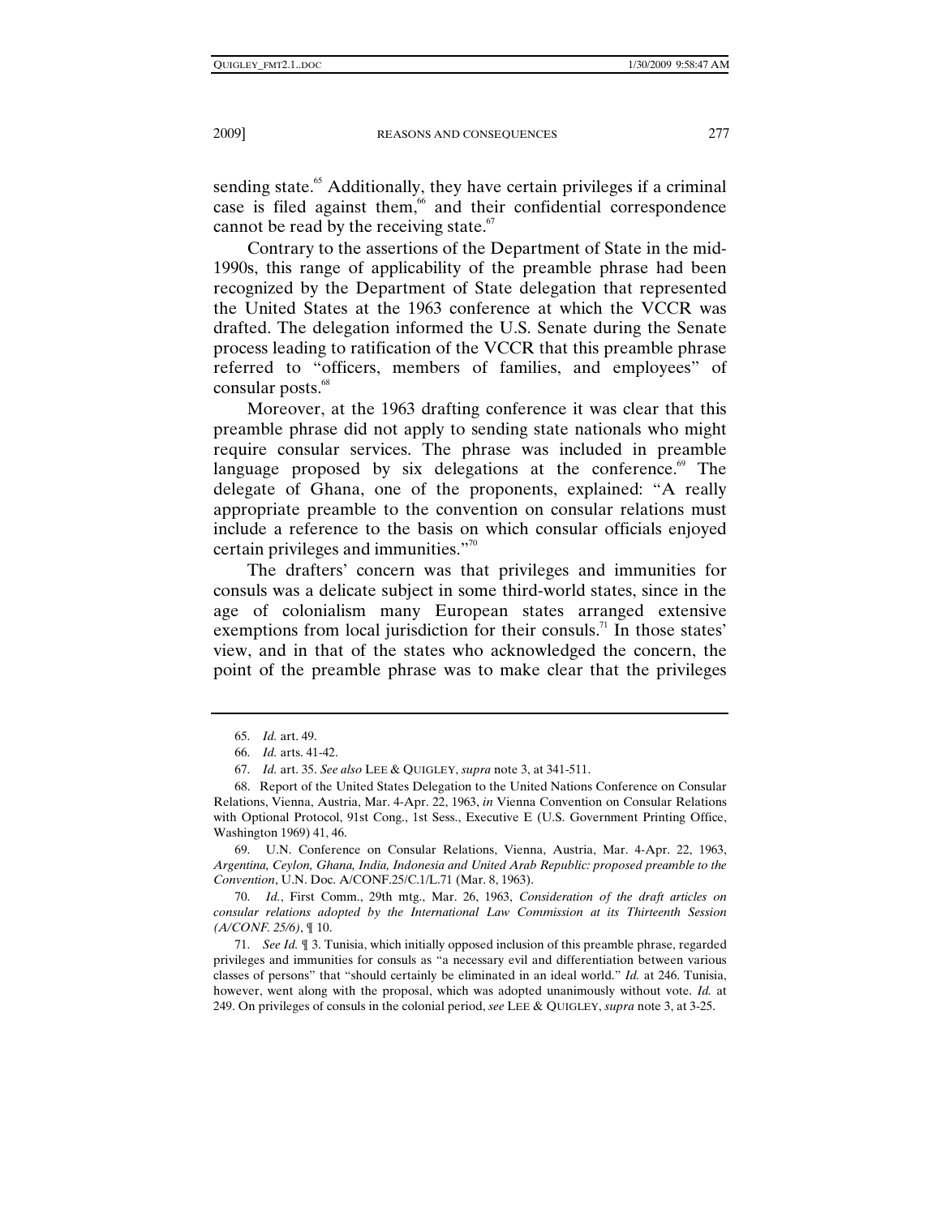sending state.[65] Additionally, they have certain privileges if a criminal case is filed against them,[66] and their confidential correspondence cannot be read by the receiving state.[67]

Contrary to the assertions of the Department of State in the mid-1990s, this range of applicability of the preamble phrase had been recognized by the Department of State delegation that represented the United States at the 1963 conference at which the VCCR was drafted. The delegation informed the U.S. Senate during the Senate process leading to ratification of the VCCR that this preamble phrase referred to "officers, members of families, and employees" of consular posts.[68]

Moreover, at the 1963 drafting conference it was clear that this preamble phrase did not apply to sending state nationals who might require consular services. The phrase was included in preamble language proposed by six delegations at the conference.[69] The delegate of Ghana, one of the proponents, explained: "A really appropriate preamble to the convention on consular relations must include a reference to the basis on which consular officials enjoyed certain privileges and immunities."[70]

The drafters' concern was that privileges and immunities for consuls was a delicate subject in some third-world states, since in the age of colonialism many European states arranged extensive exemptions from local jurisdiction for their consuls.[71] In those states' view, and in that of the states who acknowledged the concern, the point of the preamble phrase was to make clear that the privileges

---

65. *Id.* art. 49.

66. *Id.* arts. 41-42.

67. *Id.* art. 35. *See also* LEE & QUIGLEY, *supra* note 3, at 341-511.

68. Report of the United States Delegation to the United Nations Conference on Consular Relations, Vienna, Austria, Mar. 4-Apr. 22, 1963, *in* Vienna Convention on Consular Relations with Optional Protocol, 91st Cong., 1st Sess., Executive E (U.S. Government Printing Office, Washington 1969) 41, 46.

69. U.N. Conference on Consular Relations, Vienna, Austria, Mar. 4-Apr. 22, 1963, *Argentina, Ceylon, Ghana, India, Indonesia and United Arab Republic: proposed preamble to the Convention*, U.N. Doc. A/CONF.25/C.1/L.71 (Mar. 8, 1963).

70. *Id.*, First Comm., 29th mtg., Mar. 26, 1963, *Consideration of the draft articles on consular relations adopted by the International Law Commission at its Thirteenth Session (A/CONF. 25/6)*, ¶ 10.

71. *See Id.* ¶ 3. Tunisia, which initially opposed inclusion of this preamble phrase, regarded privileges and immunities for consuls as "a necessary evil and differentiation between various classes of persons" that "should certainly be eliminated in an ideal world." *Id.* at 246. Tunisia, however, went along with the proposal, which was adopted unanimously without vote. *Id.* at 249. On privileges of consuls in the colonial period, *see* LEE & QUIGLEY, *supra* note 3, at 3-25.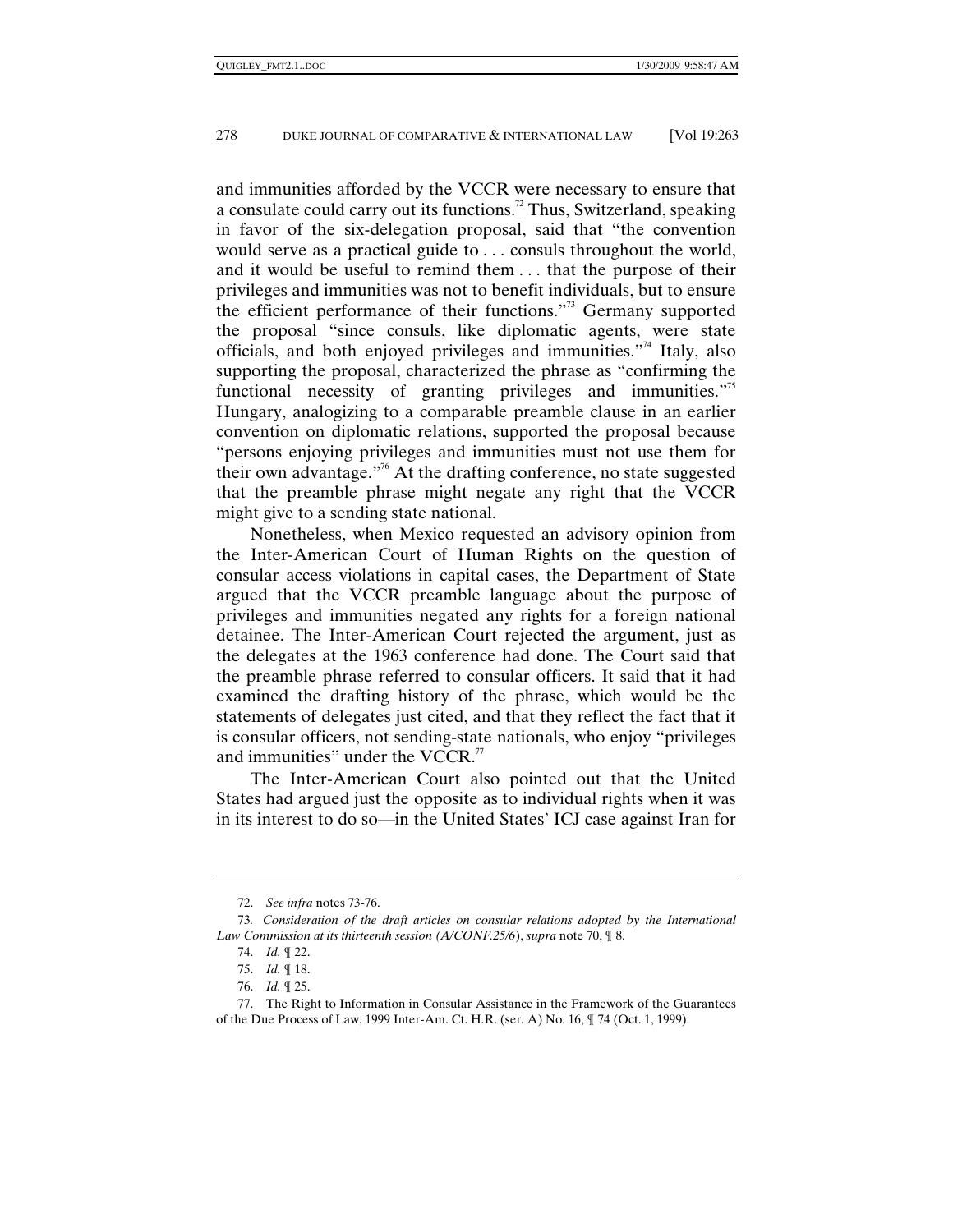and immunities afforded by the VCCR were necessary to ensure that a consulate could carry out its functions.[72] Thus, Switzerland, speaking in favor of the six-delegation proposal, said that "the convention would serve as a practical guide to . . . consuls throughout the world, and it would be useful to remind them . . . that the purpose of their privileges and immunities was not to benefit individuals, but to ensure the efficient performance of their functions."[73] Germany supported the proposal "since consuls, like diplomatic agents, were state officials, and both enjoyed privileges and immunities."[74] Italy, also supporting the proposal, characterized the phrase as "confirming the functional necessity of granting privileges and immunities."[75] Hungary, analogizing to a comparable preamble clause in an earlier convention on diplomatic relations, supported the proposal because "persons enjoying privileges and immunities must not use them for their own advantage."[76] At the drafting conference, no state suggested that the preamble phrase might negate any right that the VCCR might give to a sending state national.

Nonetheless, when Mexico requested an advisory opinion from the Inter-American Court of Human Rights on the question of consular access violations in capital cases, the Department of State argued that the VCCR preamble language about the purpose of privileges and immunities negated any rights for a foreign national detainee. The Inter-American Court rejected the argument, just as the delegates at the 1963 conference had done. The Court said that the preamble phrase referred to consular officers. It said that it had examined the drafting history of the phrase, which would be the statements of delegates just cited, and that they reflect the fact that it is consular officers, not sending-state nationals, who enjoy "privileges and immunities" under the VCCR.[77]

The Inter-American Court also pointed out that the United States had argued just the opposite as to individual rights when it was in its interest to do so—in the United States' ICJ case against Iran for

---

72. *See infra* notes 73-76.

73. *Consideration of the draft articles on consular relations adopted by the International Law Commission at its thirteenth session (A/CONF.25/6)*, *supra* note 70, ¶ 8.

74. *Id.* ¶ 22.

75. *Id.* ¶ 18.

76. *Id.* ¶ 25.

77. The Right to Information in Consular Assistance in the Framework of the Guarantees of the Due Process of Law, 1999 Inter-Am. Ct. H.R. (ser. A) No. 16, ¶ 74 (Oct. 1, 1999).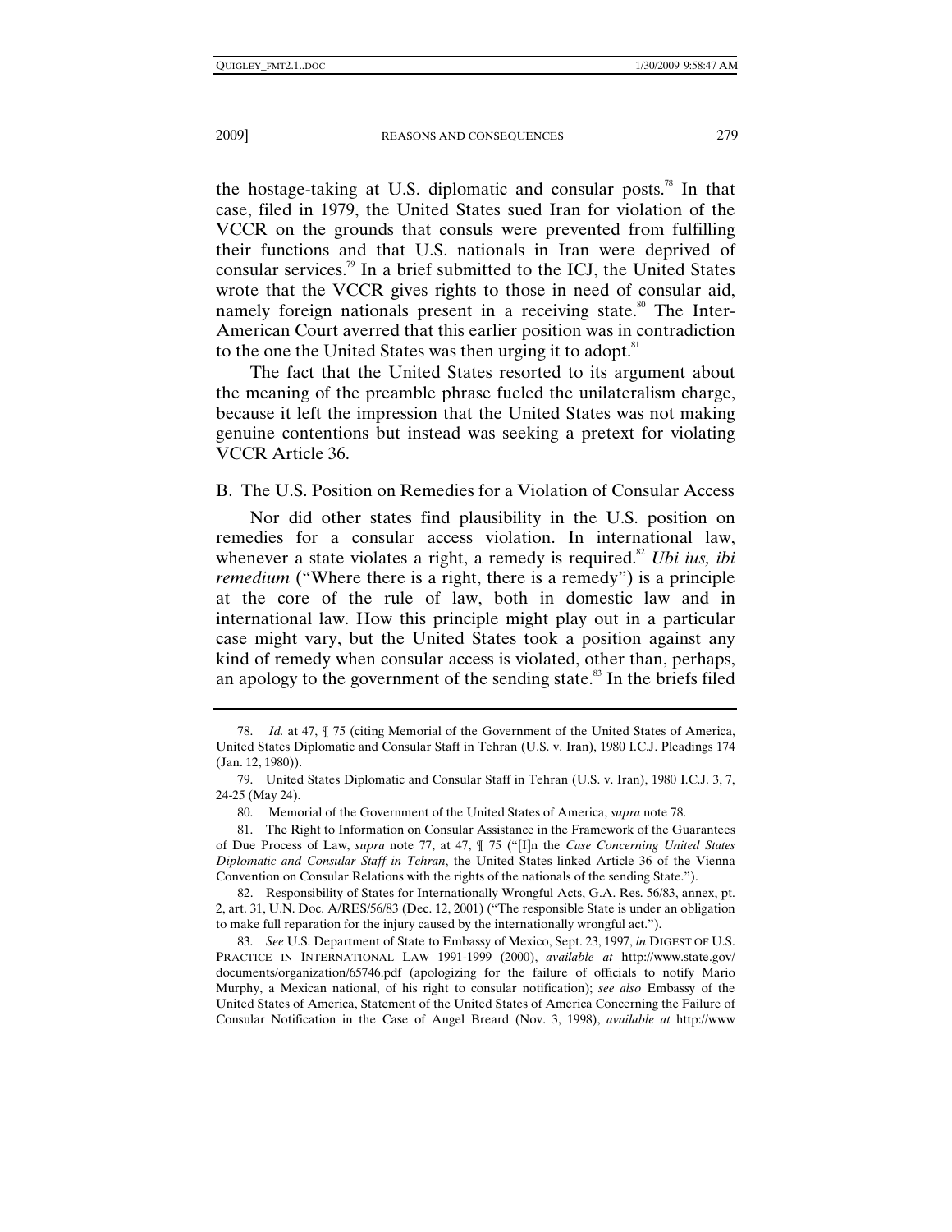the hostage-taking at U.S. diplomatic and consular posts.[78] In that case, filed in 1979, the United States sued Iran for violation of the VCCR on the grounds that consuls were prevented from fulfilling their functions and that U.S. nationals in Iran were deprived of consular services.[79] In a brief submitted to the ICJ, the United States wrote that the VCCR gives rights to those in need of consular aid, namely foreign nationals present in a receiving state.[80] The Inter-American Court averred that this earlier position was in contradiction to the one the United States was then urging it to adopt.[81]

The fact that the United States resorted to its argument about the meaning of the preamble phrase fueled the unilateralism charge, because it left the impression that the United States was not making genuine contentions but instead was seeking a pretext for violating VCCR Article 36.

### B. The U.S. Position on Remedies for a Violation of Consular Access

Nor did other states find plausibility in the U.S. position on remedies for a consular access violation. In international law, whenever a state violates a right, a remedy is required.[82] *Ubi ius, ibi remedium* ("Where there is a right, there is a remedy") is a principle at the core of the rule of law, both in domestic law and in international law. How this principle might play out in a particular case might vary, but the United States took a position against any kind of remedy when consular access is violated, other than, perhaps, an apology to the government of the sending state.[83] In the briefs filed

---

78. *Id.* at 47, ¶ 75 (citing Memorial of the Government of the United States of America, United States Diplomatic and Consular Staff in Tehran (U.S. v. Iran), 1980 I.C.J. Pleadings 174 (Jan. 12, 1980)).

79. United States Diplomatic and Consular Staff in Tehran (U.S. v. Iran), 1980 I.C.J. 3, 7, 24-25 (May 24).

80. Memorial of the Government of the United States of America, *supra* note 78.

81. The Right to Information on Consular Assistance in the Framework of the Guarantees of Due Process of Law, *supra* note 77, at 47, ¶ 75 ("[I]n the *Case Concerning United States Diplomatic and Consular Staff in Tehran*, the United States linked Article 36 of the Vienna Convention on Consular Relations with the rights of the nationals of the sending State.").

82. Responsibility of States for Internationally Wrongful Acts, G.A. Res. 56/83, annex, pt. 2, art. 31, U.N. Doc. A/RES/56/83 (Dec. 12, 2001) ("The responsible State is under an obligation to make full reparation for the injury caused by the internationally wrongful act.").

83. *See* U.S. Department of State to Embassy of Mexico, Sept. 23, 1997, *in* DIGEST OF U.S. PRACTICE IN INTERNATIONAL LAW 1991-1999 (2000), *available at* http://www.state.gov/documents/organization/65746.pdf (apologizing for the failure of officials to notify Mario Murphy, a Mexican national, of his right to consular notification); *see also* Embassy of the United States of America, Statement of the United States of America Concerning the Failure of Consular Notification in the Case of Angel Breard (Nov. 3, 1998), *available at* http://www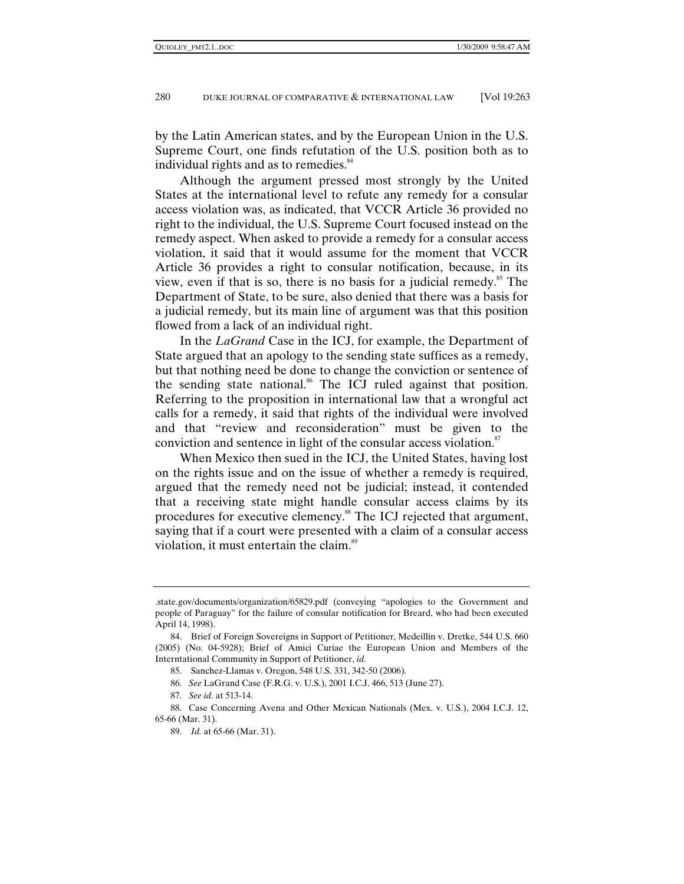by the Latin American states, and by the European Union in the U.S. Supreme Court, one finds refutation of the U.S. position both as to individual rights and as to remedies.[84]

Although the argument pressed most strongly by the United States at the international level to refute any remedy for a consular access violation was, as indicated, that VCCR Article 36 provided no right to the individual, the U.S. Supreme Court focused instead on the remedy aspect. When asked to provide a remedy for a consular access violation, it said that it would assume for the moment that VCCR Article 36 provides a right to consular notification, because, in its view, even if that is so, there is no basis for a judicial remedy.[85] The Department of State, to be sure, also denied that there was a basis for a judicial remedy, but its main line of argument was that this position flowed from a lack of an individual right.

In the *LaGrand* Case in the ICJ, for example, the Department of State argued that an apology to the sending state suffices as a remedy, but that nothing need be done to change the conviction or sentence of the sending state national.[86] The ICJ ruled against that position. Referring to the proposition in international law that a wrongful act calls for a remedy, it said that rights of the individual were involved and that "review and reconsideration" must be given to the conviction and sentence in light of the consular access violation.[87]

When Mexico then sued in the ICJ, the United States, having lost on the rights issue and on the issue of whether a remedy is required, argued that the remedy need not be judicial; instead, it contended that a receiving state might handle consular access claims by its procedures for executive clemency.[88] The ICJ rejected that argument, saying that if a court were presented with a claim of a consular access violation, it must entertain the claim.[89]

---

.state.gov/documents/organization/65829.pdf (conveying "apologies to the Government and people of Paraguay" for the failure of consular notification for Breard, who had been executed April 14, 1998).

84. Brief of Foreign Sovereigns in Support of Petitioner, Medeillin v. Dretke, 544 U.S. 660 (2005) (No. 04-5928); Brief of Amici Curiae the European Union and Members of the Interntational Community in Support of Petitioner, *id.*

85. Sanchez-Llamas v. Oregon, 548 U.S. 331, 342-50 (2006).

86. *See* LaGrand Case (F.R.G. v. U.S.), 2001 I.C.J. 466, 513 (June 27).

87. *See id.* at 513-14.

88. Case Concerning Avena and Other Mexican Nationals (Mex. v. U.S.), 2004 I.C.J. 12, 65-66 (Mar. 31).

89. *Id.* at 65-66 (Mar. 31).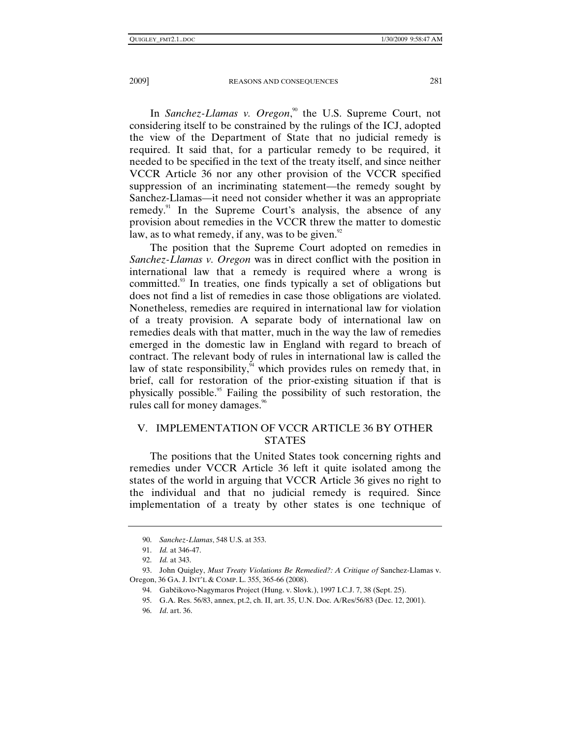In *Sanchez-Llamas v. Oregon*,[90] the U.S. Supreme Court, not considering itself to be constrained by the rulings of the ICJ, adopted the view of the Department of State that no judicial remedy is required. It said that, for a particular remedy to be required, it needed to be specified in the text of the treaty itself, and since neither VCCR Article 36 nor any other provision of the VCCR specified suppression of an incriminating statement—the remedy sought by Sanchez-Llamas—it need not consider whether it was an appropriate remedy.[91] In the Supreme Court's analysis, the absence of any provision about remedies in the VCCR threw the matter to domestic law, as to what remedy, if any, was to be given.[92]

The position that the Supreme Court adopted on remedies in *Sanchez-Llamas v. Oregon* was in direct conflict with the position in international law that a remedy is required where a wrong is committed.[93] In treaties, one finds typically a set of obligations but does not find a list of remedies in case those obligations are violated. Nonetheless, remedies are required in international law for violation of a treaty provision. A separate body of international law on remedies deals with that matter, much in the way the law of remedies emerged in the domestic law in England with regard to breach of contract. The relevant body of rules in international law is called the law of state responsibility,[94] which provides rules on remedy that, in brief, call for restoration of the prior-existing situation if that is physically possible.[95] Failing the possibility of such restoration, the rules call for money damages.[96]

## V. IMPLEMENTATION OF VCCR ARTICLE 36 BY OTHER STATES

The positions that the United States took concerning rights and remedies under VCCR Article 36 left it quite isolated among the states of the world in arguing that VCCR Article 36 gives no right to the individual and that no judicial remedy is required. Since implementation of a treaty by other states is one technique of

---

90. *Sanchez-Llamas*, 548 U.S. at 353.

91. *Id.* at 346-47.

92. *Id.* at 343.

93. John Quigley, *Must Treaty Violations Be Remedied?: A Critique of* Sanchez-Llamas v. Oregon, 36 GA. J. INT'L & COMP. L. 355, 365-66 (2008).

94. Gabčikovo-Nagymaros Project (Hung. v. Slovk.), 1997 I.C.J. 7, 38 (Sept. 25).

95. G.A. Res. 56/83, annex, pt.2, ch. II, art. 35, U.N. Doc. A/Res/56/83 (Dec. 12, 2001).

96. *Id*. art. 36.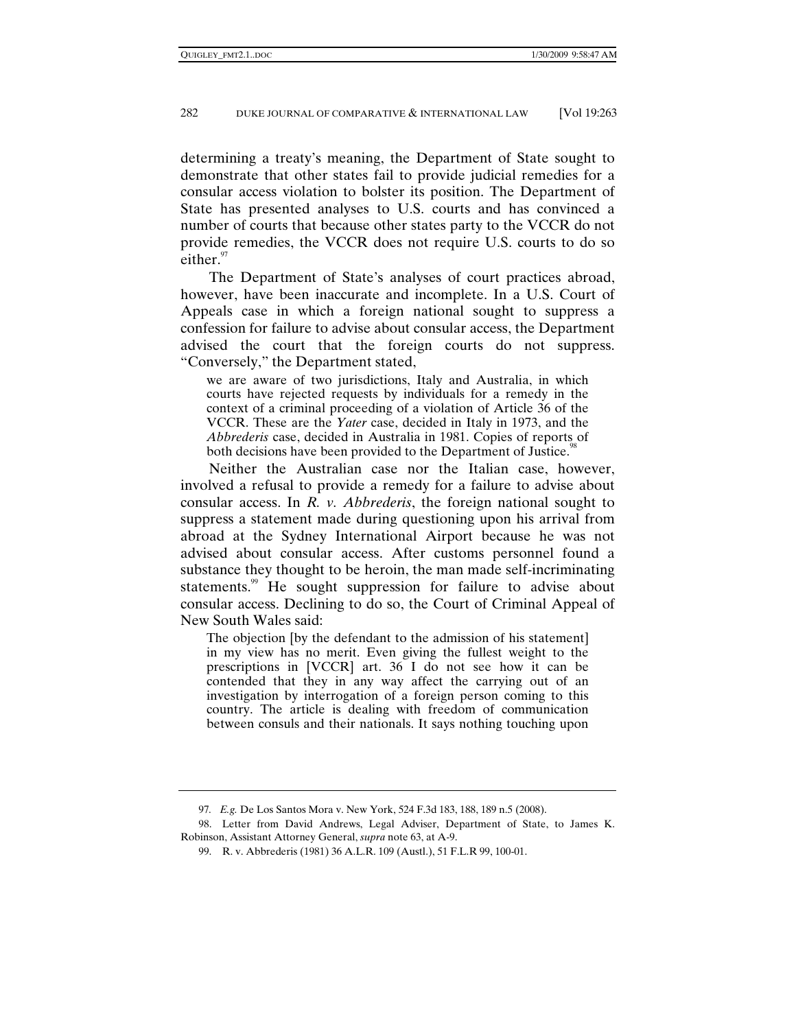determining a treaty's meaning, the Department of State sought to demonstrate that other states fail to provide judicial remedies for a consular access violation to bolster its position. The Department of State has presented analyses to U.S. courts and has convinced a number of courts that because other states party to the VCCR do not provide remedies, the VCCR does not require U.S. courts to do so either.[97]

The Department of State's analyses of court practices abroad, however, have been inaccurate and incomplete. In a U.S. Court of Appeals case in which a foreign national sought to suppress a confession for failure to advise about consular access, the Department advised the court that the foreign courts do not suppress. "Conversely," the Department stated,

> we are aware of two jurisdictions, Italy and Australia, in which courts have rejected requests by individuals for a remedy in the context of a criminal proceeding of a violation of Article 36 of the VCCR. These are the *Yater* case, decided in Italy in 1973, and the *Abbrederis* case, decided in Australia in 1981. Copies of reports of both decisions have been provided to the Department of Justice.[98]

Neither the Australian case nor the Italian case, however, involved a refusal to provide a remedy for a failure to advise about consular access. In *R. v. Abbrederis*, the foreign national sought to suppress a statement made during questioning upon his arrival from abroad at the Sydney International Airport because he was not advised about consular access. After customs personnel found a substance they thought to be heroin, the man made self-incriminating statements.[99] He sought suppression for failure to advise about consular access. Declining to do so, the Court of Criminal Appeal of New South Wales said:

> The objection [by the defendant to the admission of his statement] in my view has no merit. Even giving the fullest weight to the prescriptions in [VCCR] art. 36 I do not see how it can be contended that they in any way affect the carrying out of an investigation by interrogation of a foreign person coming to this country. The article is dealing with freedom of communication between consuls and their nationals. It says nothing touching upon

---

97. *E.g.* De Los Santos Mora v. New York, 524 F.3d 183, 188, 189 n.5 (2008).

98. Letter from David Andrews, Legal Adviser, Department of State, to James K. Robinson, Assistant Attorney General, *supra* note 63, at A-9.

99. R. v. Abbrederis (1981) 36 A.L.R. 109 (Austl.), 51 F.L.R 99, 100-01.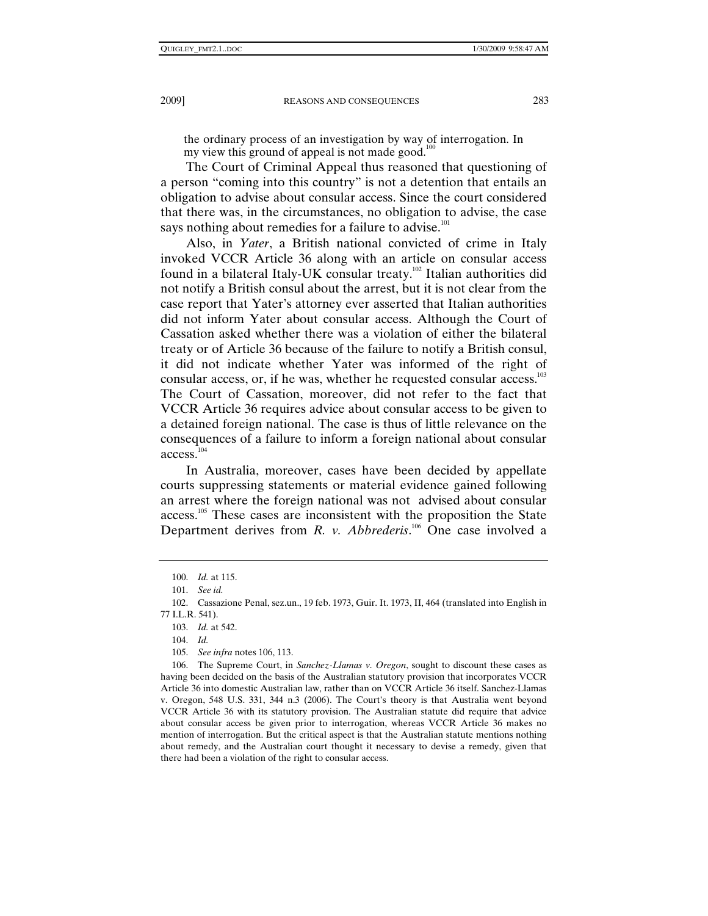the ordinary process of an investigation by way of interrogation. In my view this ground of appeal is not made good.[100]

The Court of Criminal Appeal thus reasoned that questioning of a person "coming into this country" is not a detention that entails an obligation to advise about consular access. Since the court considered that there was, in the circumstances, no obligation to advise, the case says nothing about remedies for a failure to advise.[101]

Also, in *Yater*, a British national convicted of crime in Italy invoked VCCR Article 36 along with an article on consular access found in a bilateral Italy-UK consular treaty.[102] Italian authorities did not notify a British consul about the arrest, but it is not clear from the case report that Yater's attorney ever asserted that Italian authorities did not inform Yater about consular access. Although the Court of Cassation asked whether there was a violation of either the bilateral treaty or of Article 36 because of the failure to notify a British consul, it did not indicate whether Yater was informed of the right of consular access, or, if he was, whether he requested consular access.[103] The Court of Cassation, moreover, did not refer to the fact that VCCR Article 36 requires advice about consular access to be given to a detained foreign national. The case is thus of little relevance on the consequences of a failure to inform a foreign national about consular access.[104]

In Australia, moreover, cases have been decided by appellate courts suppressing statements or material evidence gained following an arrest where the foreign national was not advised about consular access.[105] These cases are inconsistent with the proposition the State Department derives from *R. v. Abbrederis*.[106] One case involved a

---

100. *Id.* at 115.

101. *See id.*

102. Cassazione Penal, sez.un., 19 feb. 1973, Guir. It. 1973, II, 464 (translated into English in 77 I.L.R. 541).

103. *Id.* at 542.

104. *Id.*

105. *See infra* notes 106, 113.

106. The Supreme Court, in *Sanchez-Llamas v. Oregon*, sought to discount these cases as having been decided on the basis of the Australian statutory provision that incorporates VCCR Article 36 into domestic Australian law, rather than on VCCR Article 36 itself. Sanchez-Llamas v. Oregon, 548 U.S. 331, 344 n.3 (2006). The Court's theory is that Australia went beyond VCCR Article 36 with its statutory provision. The Australian statute did require that advice about consular access be given prior to interrogation, whereas VCCR Article 36 makes no mention of interrogation. But the critical aspect is that the Australian statute mentions nothing about remedy, and the Australian court thought it necessary to devise a remedy, given that there had been a violation of the right to consular access.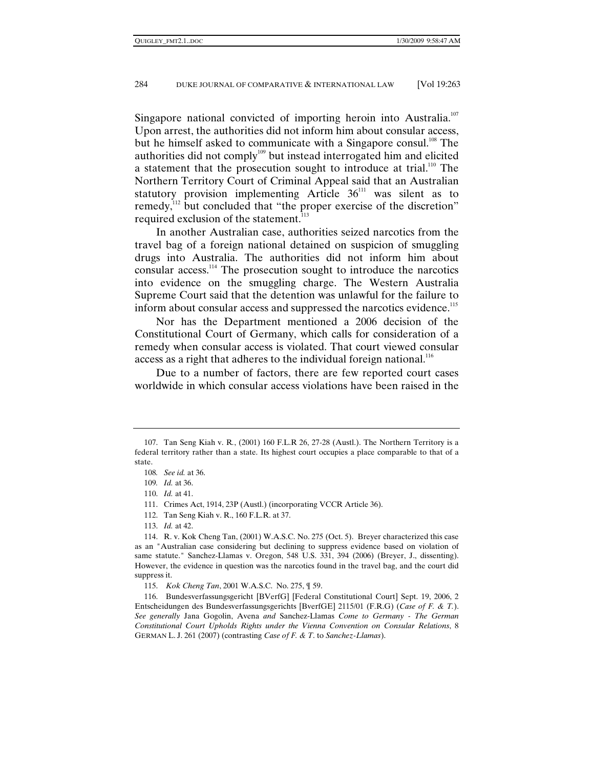Singapore national convicted of importing heroin into Australia.[107] Upon arrest, the authorities did not inform him about consular access, but he himself asked to communicate with a Singapore consul.[108] The authorities did not comply[109] but instead interrogated him and elicited a statement that the prosecution sought to introduce at trial.[110] The Northern Territory Court of Criminal Appeal said that an Australian statutory provision implementing Article 36[111] was silent as to remedy,[112] but concluded that "the proper exercise of the discretion" required exclusion of the statement.[113]

In another Australian case, authorities seized narcotics from the travel bag of a foreign national detained on suspicion of smuggling drugs into Australia. The authorities did not inform him about consular access.[114] The prosecution sought to introduce the narcotics into evidence on the smuggling charge. The Western Australia Supreme Court said that the detention was unlawful for the failure to inform about consular access and suppressed the narcotics evidence.[115]

Nor has the Department mentioned a 2006 decision of the Constitutional Court of Germany, which calls for consideration of a remedy when consular access is violated. That court viewed consular access as a right that adheres to the individual foreign national.[116]

Due to a number of factors, there are few reported court cases worldwide in which consular access violations have been raised in the

---

107. Tan Seng Kiah v. R., (2001) 160 F.L.R 26, 27-28 (Austl.). The Northern Territory is a federal territory rather than a state. Its highest court occupies a place comparable to that of a state.

108. *See id.* at 36.

109. *Id.* at 36.

110. *Id.* at 41.

111. Crimes Act, 1914, 23P (Austl.) (incorporating VCCR Article 36).

112. Tan Seng Kiah v. R., 160 F.L.R. at 37.

113. *Id.* at 42.

114. R. v. Kok Cheng Tan, (2001) W.A.S.C. No. 275 (Oct. 5). Breyer characterized this case as an "Australian case considering but declining to suppress evidence based on violation of same statute." Sanchez-Llamas v. Oregon, 548 U.S. 331, 394 (2006) (Breyer, J., dissenting). However, the evidence in question was the narcotics found in the travel bag, and the court did suppress it.

115. *Kok Cheng Tan*, 2001 W.A.S.C. No. 275, ¶ 59.

116. Bundesverfassungsgericht [BVerfG] [Federal Constitutional Court] Sept. 19, 2006, 2 Entscheidungen des Bundesverfassungsgerichts [BverfGE] 2115/01 (F.R.G) (*Case of F. & T.*). *See generally* Jana Gogolin, Avena *and* Sanchez-Llamas *Come to Germany - The German Constitutional Court Upholds Rights under the Vienna Convention on Consular Relations*, 8 GERMAN L. J. 261 (2007) (contrasting *Case of F. & T*. to *Sanchez-Llamas*).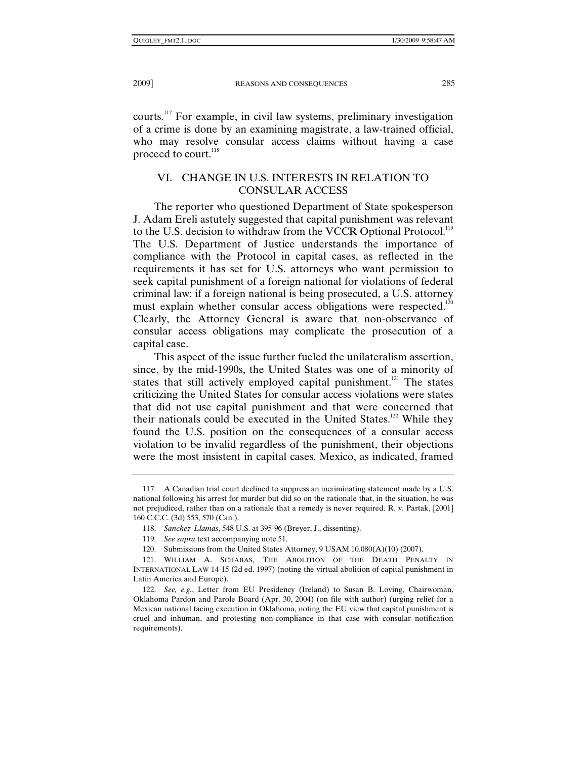courts.[117] For example, in civil law systems, preliminary investigation of a crime is done by an examining magistrate, a law-trained official, who may resolve consular access claims without having a case proceed to court.[118]

## VI. CHANGE IN U.S. INTERESTS IN RELATION TO CONSULAR ACCESS

The reporter who questioned Department of State spokesperson J. Adam Ereli astutely suggested that capital punishment was relevant to the U.S. decision to withdraw from the VCCR Optional Protocol.[119] The U.S. Department of Justice understands the importance of compliance with the Protocol in capital cases, as reflected in the requirements it has set for U.S. attorneys who want permission to seek capital punishment of a foreign national for violations of federal criminal law: if a foreign national is being prosecuted, a U.S. attorney must explain whether consular access obligations were respected.[120] Clearly, the Attorney General is aware that non-observance of consular access obligations may complicate the prosecution of a capital case.

This aspect of the issue further fueled the unilateralism assertion, since, by the mid-1990s, the United States was one of a minority of states that still actively employed capital punishment.[121] The states criticizing the United States for consular access violations were states that did not use capital punishment and that were concerned that their nationals could be executed in the United States.[122] While they found the U.S. position on the consequences of a consular access violation to be invalid regardless of the punishment, their objections were the most insistent in capital cases. Mexico, as indicated, framed

---

117. A Canadian trial court declined to suppress an incriminating statement made by a U.S. national following his arrest for murder but did so on the rationale that, in the situation, he was not prejudiced, rather than on a rationale that a remedy is never required. R. v. Partak, [2001] 160 C.C.C. (3d) 553, 570 (Can.).

118. *Sanchez-Llamas*, 548 U.S. at 395-96 (Breyer, J., dissenting).

119. *See supra* text accompanying note 51.

120. Submissions from the United States Attorney, 9 USAM 10.080(A)(10) (2007).

121. WILLIAM A. SCHABAS, THE ABOLITION OF THE DEATH PENALTY IN INTERNATIONAL LAW 14-15 (2d ed. 1997) (noting the virtual abolition of capital punishment in Latin America and Europe).

122. *See, e.g.*, Letter from EU Presidency (Ireland) to Susan B. Loving, Chairwoman, Oklahoma Pardon and Parole Board (Apr. 30, 2004) (on file with author) (urging relief for a Mexican national facing execution in Oklahoma, noting the EU view that capital punishment is cruel and inhuman, and protesting non-compliance in that case with consular notification requirements).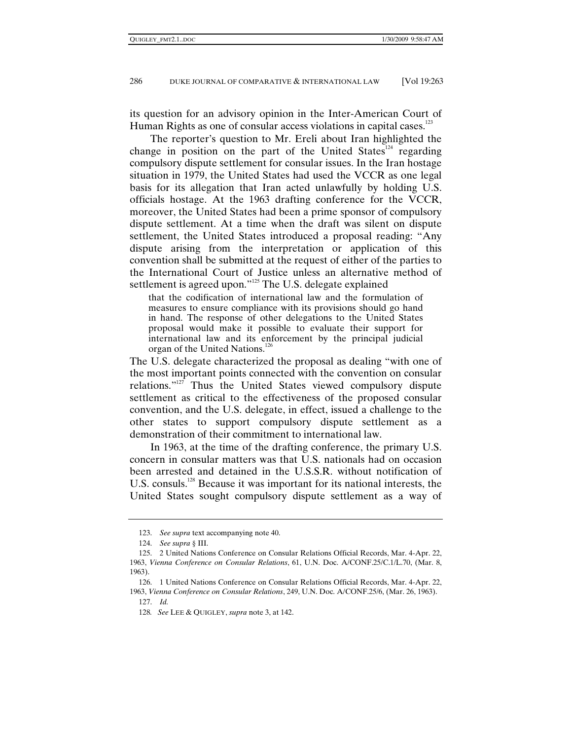its question for an advisory opinion in the Inter-American Court of Human Rights as one of consular access violations in capital cases.[123]

The reporter's question to Mr. Ereli about Iran highlighted the change in position on the part of the United States[124] regarding compulsory dispute settlement for consular issues. In the Iran hostage situation in 1979, the United States had used the VCCR as one legal basis for its allegation that Iran acted unlawfully by holding U.S. officials hostage. At the 1963 drafting conference for the VCCR, moreover, the United States had been a prime sponsor of compulsory dispute settlement. At a time when the draft was silent on dispute settlement, the United States introduced a proposal reading: "Any dispute arising from the interpretation or application of this convention shall be submitted at the request of either of the parties to the International Court of Justice unless an alternative method of settlement is agreed upon."[125] The U.S. delegate explained

> that the codification of international law and the formulation of measures to ensure compliance with its provisions should go hand in hand. The response of other delegations to the United States proposal would make it possible to evaluate their support for international law and its enforcement by the principal judicial organ of the United Nations.[126]

The U.S. delegate characterized the proposal as dealing "with one of the most important points connected with the convention on consular relations."[127] Thus the United States viewed compulsory dispute settlement as critical to the effectiveness of the proposed consular convention, and the U.S. delegate, in effect, issued a challenge to the other states to support compulsory dispute settlement as a demonstration of their commitment to international law.

In 1963, at the time of the drafting conference, the primary U.S. concern in consular matters was that U.S. nationals had on occasion been arrested and detained in the U.S.S.R. without notification of U.S. consuls.[128] Because it was important for its national interests, the United States sought compulsory dispute settlement as a way of

---

123. *See supra* text accompanying note 40.

124. *See supra* § III.

125. 2 United Nations Conference on Consular Relations Official Records, Mar. 4-Apr. 22, 1963, *Vienna Conference on Consular Relations*, 61, U.N. Doc. A/CONF.25/C.1/L.70, (Mar. 8, 1963).

126. 1 United Nations Conference on Consular Relations Official Records, Mar. 4-Apr. 22, 1963, *Vienna Conference on Consular Relations*, 249, U.N. Doc. A/CONF.25/6, (Mar. 26, 1963).

127. *Id.*

128. *See* LEE & QUIGLEY, *supra* note 3, at 142.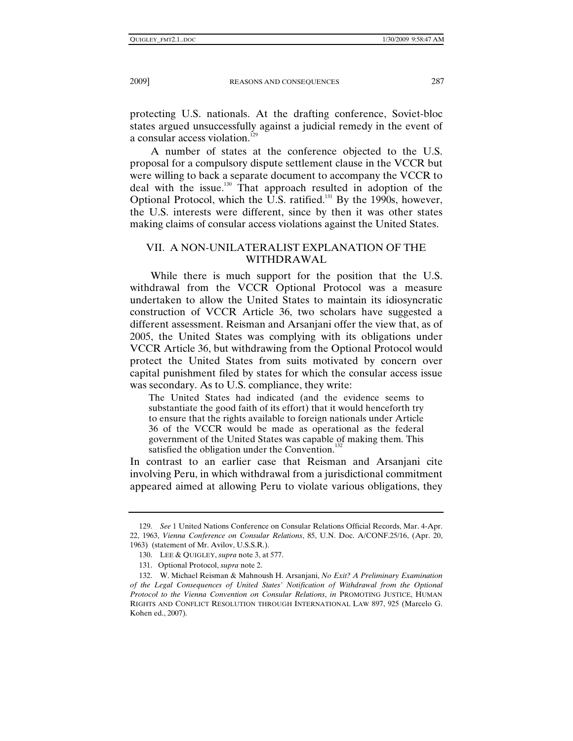protecting U.S. nationals. At the drafting conference, Soviet-bloc states argued unsuccessfully against a judicial remedy in the event of a consular access violation.[129]

A number of states at the conference objected to the U.S. proposal for a compulsory dispute settlement clause in the VCCR but were willing to back a separate document to accompany the VCCR to deal with the issue.[130] That approach resulted in adoption of the Optional Protocol, which the U.S. ratified.[131] By the 1990s, however, the U.S. interests were different, since by then it was other states making claims of consular access violations against the United States.

## VII. A NON-UNILATERALIST EXPLANATION OF THE WITHDRAWAL

While there is much support for the position that the U.S. withdrawal from the VCCR Optional Protocol was a measure undertaken to allow the United States to maintain its idiosyncratic construction of VCCR Article 36, two scholars have suggested a different assessment. Reisman and Arsanjani offer the view that, as of 2005, the United States was complying with its obligations under VCCR Article 36, but withdrawing from the Optional Protocol would protect the United States from suits motivated by concern over capital punishment filed by states for which the consular access issue was secondary. As to U.S. compliance, they write:

> The United States had indicated (and the evidence seems to substantiate the good faith of its effort) that it would henceforth try to ensure that the rights available to foreign nationals under Article 36 of the VCCR would be made as operational as the federal government of the United States was capable of making them. This satisfied the obligation under the Convention.[132]

In contrast to an earlier case that Reisman and Arsanjani cite involving Peru, in which withdrawal from a jurisdictional commitment appeared aimed at allowing Peru to violate various obligations, they

---

129. *See* 1 United Nations Conference on Consular Relations Official Records, Mar. 4-Apr. 22, 1963, *Vienna Conference on Consular Relations*, 85, U.N. Doc. A/CONF.25/16, (Apr. 20, 1963) (statement of Mr. Avilov, U.S.S.R.).

130. LEE & QUIGLEY, *supra* note 3, at 577.

131. Optional Protocol, *supra* note 2.

132. W. Michael Reisman & Mahnoush H. Arsanjani, *No Exit? A Preliminary Examination of the Legal Consequences of United States' Notification of Withdrawal from the Optional Protocol to the Vienna Convention on Consular Relations*, *in* PROMOTING JUSTICE, HUMAN RIGHTS AND CONFLICT RESOLUTION THROUGH INTERNATIONAL LAW 897, 925 (Marcelo G. Kohen ed., 2007).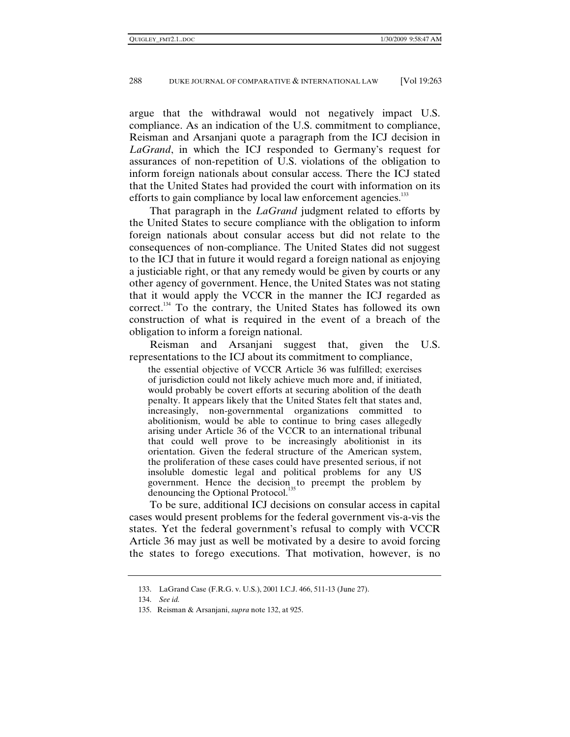argue that the withdrawal would not negatively impact U.S. compliance. As an indication of the U.S. commitment to compliance, Reisman and Arsanjani quote a paragraph from the ICJ decision in *LaGrand*, in which the ICJ responded to Germany's request for assurances of non-repetition of U.S. violations of the obligation to inform foreign nationals about consular access. There the ICJ stated that the United States had provided the court with information on its efforts to gain compliance by local law enforcement agencies.[133]

That paragraph in the *LaGrand* judgment related to efforts by the United States to secure compliance with the obligation to inform foreign nationals about consular access but did not relate to the consequences of non-compliance. The United States did not suggest to the ICJ that in future it would regard a foreign national as enjoying a justiciable right, or that any remedy would be given by courts or any other agency of government. Hence, the United States was not stating that it would apply the VCCR in the manner the ICJ regarded as correct.[134] To the contrary, the United States has followed its own construction of what is required in the event of a breach of the obligation to inform a foreign national.

Reisman and Arsanjani suggest that, given the U.S. representations to the ICJ about its commitment to compliance,

> the essential objective of VCCR Article 36 was fulfilled; exercises of jurisdiction could not likely achieve much more and, if initiated, would probably be covert efforts at securing abolition of the death penalty. It appears likely that the United States felt that states and, increasingly, non-governmental organizations committed to abolitionism, would be able to continue to bring cases allegedly arising under Article 36 of the VCCR to an international tribunal that could well prove to be increasingly abolitionist in its orientation. Given the federal structure of the American system, the proliferation of these cases could have presented serious, if not insoluble domestic legal and political problems for any US government. Hence the decision to preempt the problem by denouncing the Optional Protocol.[135]

To be sure, additional ICJ decisions on consular access in capital cases would present problems for the federal government vis-a-vis the states. Yet the federal government's refusal to comply with VCCR Article 36 may just as well be motivated by a desire to avoid forcing the states to forego executions. That motivation, however, is no

---

133. LaGrand Case (F.R.G. v. U.S.), 2001 I.C.J. 466, 511-13 (June 27).

134. *See id.*

135. Reisman & Arsanjani, *supra* note 132, at 925.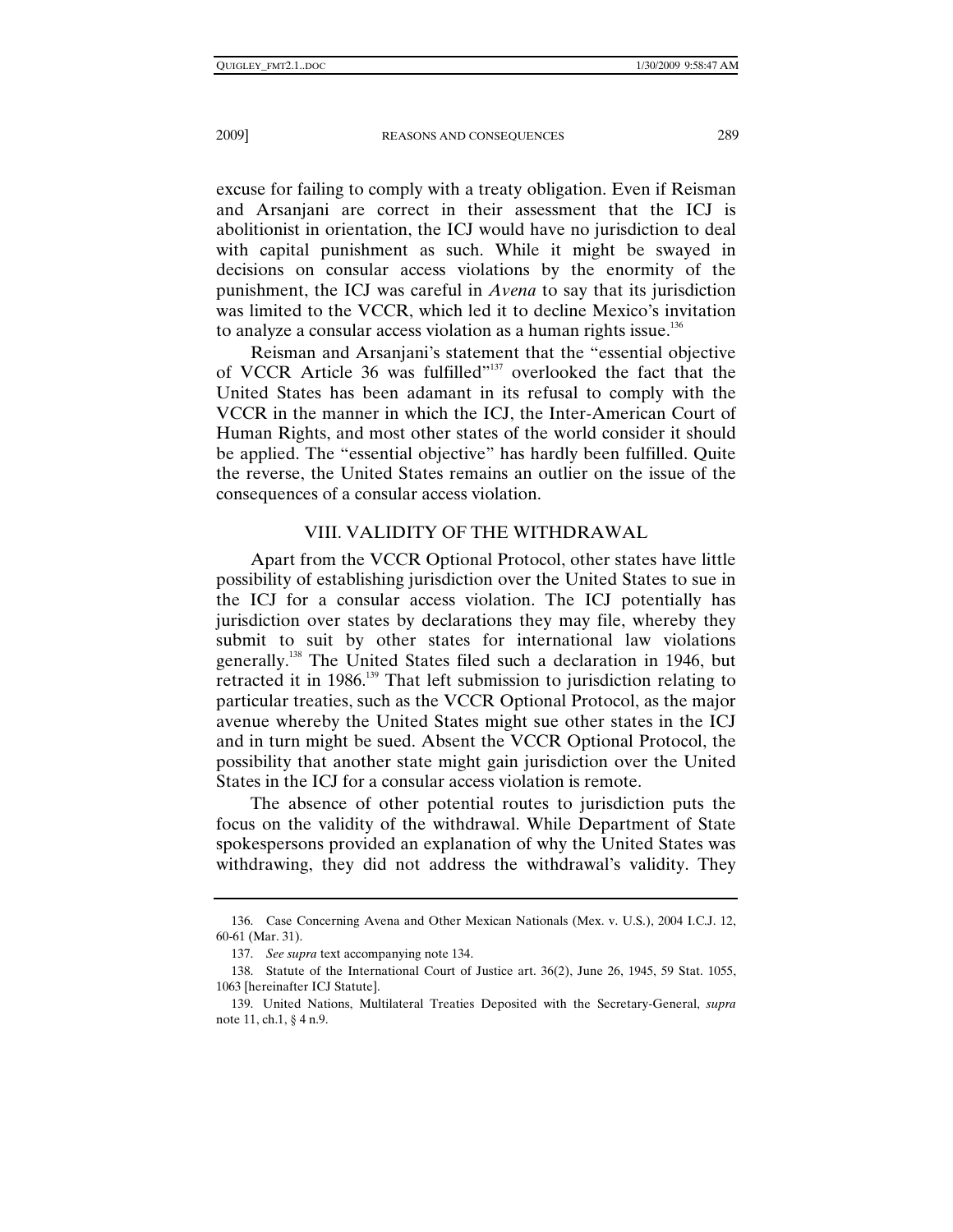excuse for failing to comply with a treaty obligation. Even if Reisman and Arsanjani are correct in their assessment that the ICJ is abolitionist in orientation, the ICJ would have no jurisdiction to deal with capital punishment as such. While it might be swayed in decisions on consular access violations by the enormity of the punishment, the ICJ was careful in *Avena* to say that its jurisdiction was limited to the VCCR, which led it to decline Mexico's invitation to analyze a consular access violation as a human rights issue.[136]

Reisman and Arsanjani's statement that the "essential objective of VCCR Article 36 was fulfilled"[137] overlooked the fact that the United States has been adamant in its refusal to comply with the VCCR in the manner in which the ICJ, the Inter-American Court of Human Rights, and most other states of the world consider it should be applied. The "essential objective" has hardly been fulfilled. Quite the reverse, the United States remains an outlier on the issue of the consequences of a consular access violation.

## VIII. VALIDITY OF THE WITHDRAWAL

Apart from the VCCR Optional Protocol, other states have little possibility of establishing jurisdiction over the United States to sue in the ICJ for a consular access violation. The ICJ potentially has jurisdiction over states by declarations they may file, whereby they submit to suit by other states for international law violations generally.[138] The United States filed such a declaration in 1946, but retracted it in 1986.[139] That left submission to jurisdiction relating to particular treaties, such as the VCCR Optional Protocol, as the major avenue whereby the United States might sue other states in the ICJ and in turn might be sued. Absent the VCCR Optional Protocol, the possibility that another state might gain jurisdiction over the United States in the ICJ for a consular access violation is remote.

The absence of other potential routes to jurisdiction puts the focus on the validity of the withdrawal. While Department of State spokespersons provided an explanation of why the United States was withdrawing, they did not address the withdrawal's validity. They

---

136. Case Concerning Avena and Other Mexican Nationals (Mex. v. U.S.), 2004 I.C.J. 12, 60-61 (Mar. 31).

137. *See supra* text accompanying note 134.

138. Statute of the International Court of Justice art. 36(2), June 26, 1945, 59 Stat. 1055, 1063 [hereinafter ICJ Statute].

139. United Nations, Multilateral Treaties Deposited with the Secretary-General, *supra* note 11, ch.1, § 4 n.9.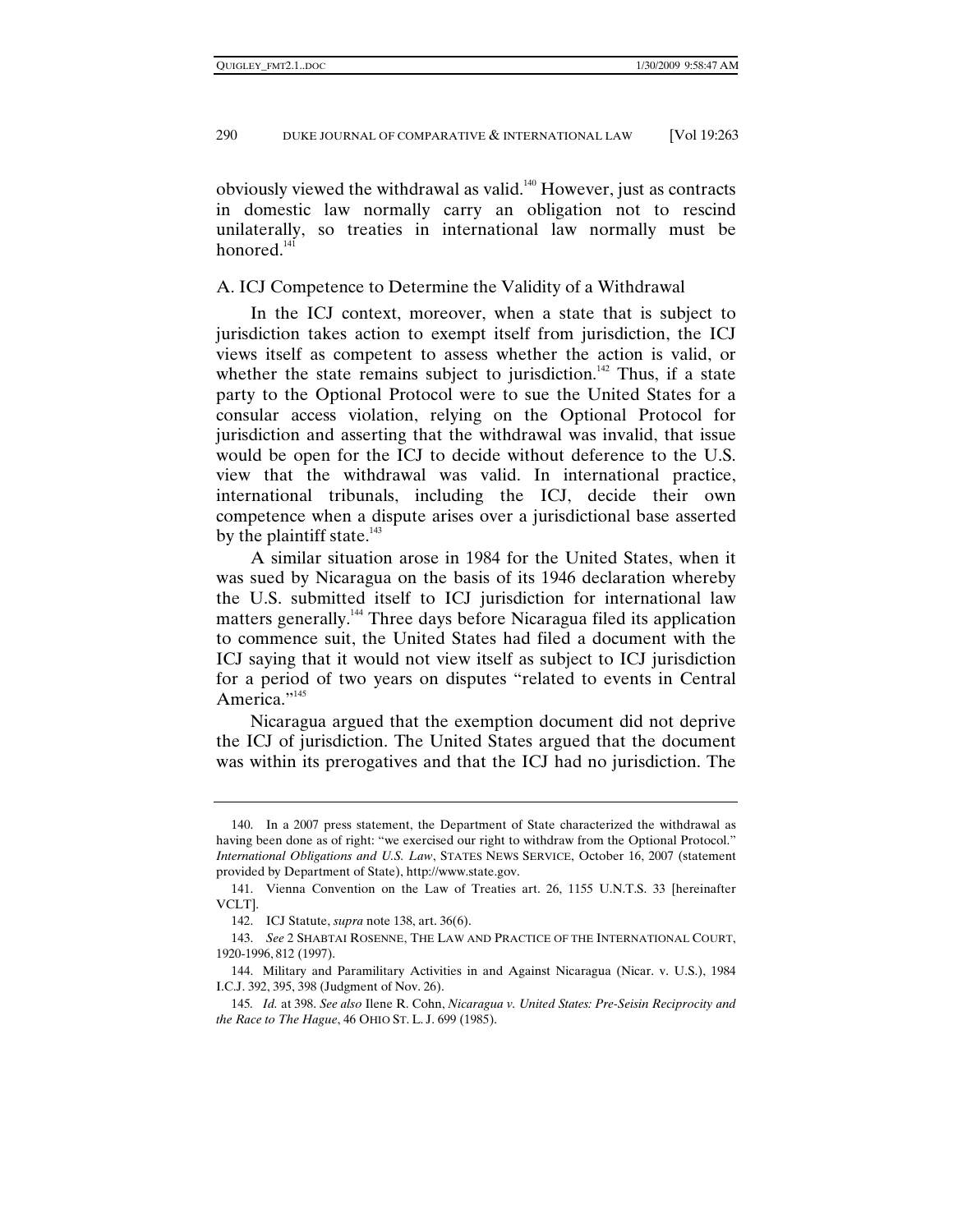obviously viewed the withdrawal as valid.[140] However, just as contracts in domestic law normally carry an obligation not to rescind unilaterally, so treaties in international law normally must be honored.[141]

## A. ICJ Competence to Determine the Validity of a Withdrawal

In the ICJ context, moreover, when a state that is subject to jurisdiction takes action to exempt itself from jurisdiction, the ICJ views itself as competent to assess whether the action is valid, or whether the state remains subject to jurisdiction.[142] Thus, if a state party to the Optional Protocol were to sue the United States for a consular access violation, relying on the Optional Protocol for jurisdiction and asserting that the withdrawal was invalid, that issue would be open for the ICJ to decide without deference to the U.S. view that the withdrawal was valid. In international practice, international tribunals, including the ICJ, decide their own competence when a dispute arises over a jurisdictional base asserted by the plaintiff state.[143]

A similar situation arose in 1984 for the United States, when it was sued by Nicaragua on the basis of its 1946 declaration whereby the U.S. submitted itself to ICJ jurisdiction for international law matters generally.[144] Three days before Nicaragua filed its application to commence suit, the United States had filed a document with the ICJ saying that it would not view itself as subject to ICJ jurisdiction for a period of two years on disputes "related to events in Central America."[145]

Nicaragua argued that the exemption document did not deprive the ICJ of jurisdiction. The United States argued that the document was within its prerogatives and that the ICJ had no jurisdiction. The

---

140. In a 2007 press statement, the Department of State characterized the withdrawal as having been done as of right: "we exercised our right to withdraw from the Optional Protocol." *International Obligations and U.S. Law*, STATES NEWS SERVICE, October 16, 2007 (statement provided by Department of State), http://www.state.gov.

141. Vienna Convention on the Law of Treaties art. 26, 1155 U.N.T.S. 33 [hereinafter VCLT].

142. ICJ Statute, *supra* note 138, art. 36(6).

143. *See* 2 SHABTAI ROSENNE, THE LAW AND PRACTICE OF THE INTERNATIONAL COURT, 1920-1996, 812 (1997).

144. Military and Paramilitary Activities in and Against Nicaragua (Nicar. v. U.S.), 1984 I.C.J. 392, 395, 398 (Judgment of Nov. 26).

145. *Id.* at 398. *See also* Ilene R. Cohn, *Nicaragua v. United States: Pre-Seisin Reciprocity and the Race to The Hague*, 46 OHIO ST. L. J. 699 (1985).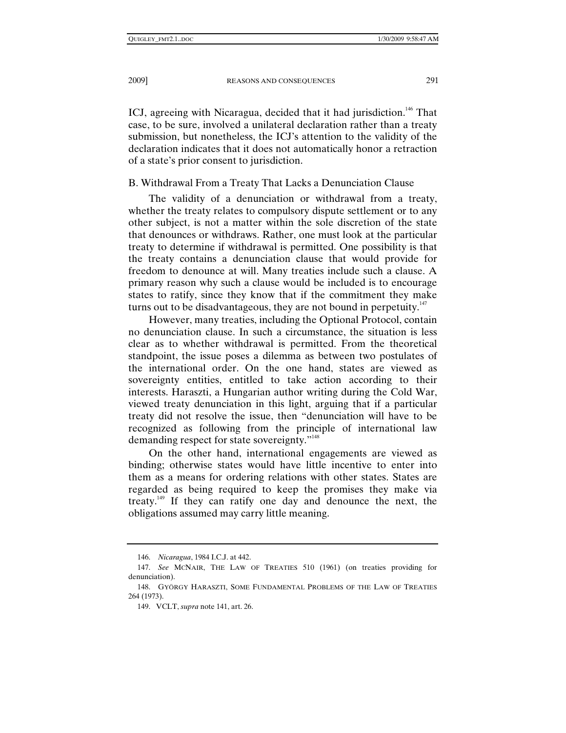ICJ, agreeing with Nicaragua, decided that it had jurisdiction.[146] That case, to be sure, involved a unilateral declaration rather than a treaty submission, but nonetheless, the ICJ's attention to the validity of the declaration indicates that it does not automatically honor a retraction of a state's prior consent to jurisdiction.

### B. Withdrawal From a Treaty That Lacks a Denunciation Clause

The validity of a denunciation or withdrawal from a treaty, whether the treaty relates to compulsory dispute settlement or to any other subject, is not a matter within the sole discretion of the state that denounces or withdraws. Rather, one must look at the particular treaty to determine if withdrawal is permitted. One possibility is that the treaty contains a denunciation clause that would provide for freedom to denounce at will. Many treaties include such a clause. A primary reason why such a clause would be included is to encourage states to ratify, since they know that if the commitment they make turns out to be disadvantageous, they are not bound in perpetuity.[147]

However, many treaties, including the Optional Protocol, contain no denunciation clause. In such a circumstance, the situation is less clear as to whether withdrawal is permitted. From the theoretical standpoint, the issue poses a dilemma as between two postulates of the international order. On the one hand, states are viewed as sovereignty entities, entitled to take action according to their interests. Haraszti, a Hungarian author writing during the Cold War, viewed treaty denunciation in this light, arguing that if a particular treaty did not resolve the issue, then "denunciation will have to be recognized as following from the principle of international law demanding respect for state sovereignty."[148]

On the other hand, international engagements are viewed as binding; otherwise states would have little incentive to enter into them as a means for ordering relations with other states. States are regarded as being required to keep the promises they make via treaty.[149] If they can ratify one day and denounce the next, the obligations assumed may carry little meaning.

---

146. *Nicaragua*, 1984 I.C.J. at 442.

147. *See* MCNAIR, THE LAW OF TREATIES 510 (1961) (on treaties providing for denunciation).

148. GYÖRGY HARASZTI, SOME FUNDAMENTAL PROBLEMS OF THE LAW OF TREATIES 264 (1973).

149. VCLT, *supra* note 141, art. 26.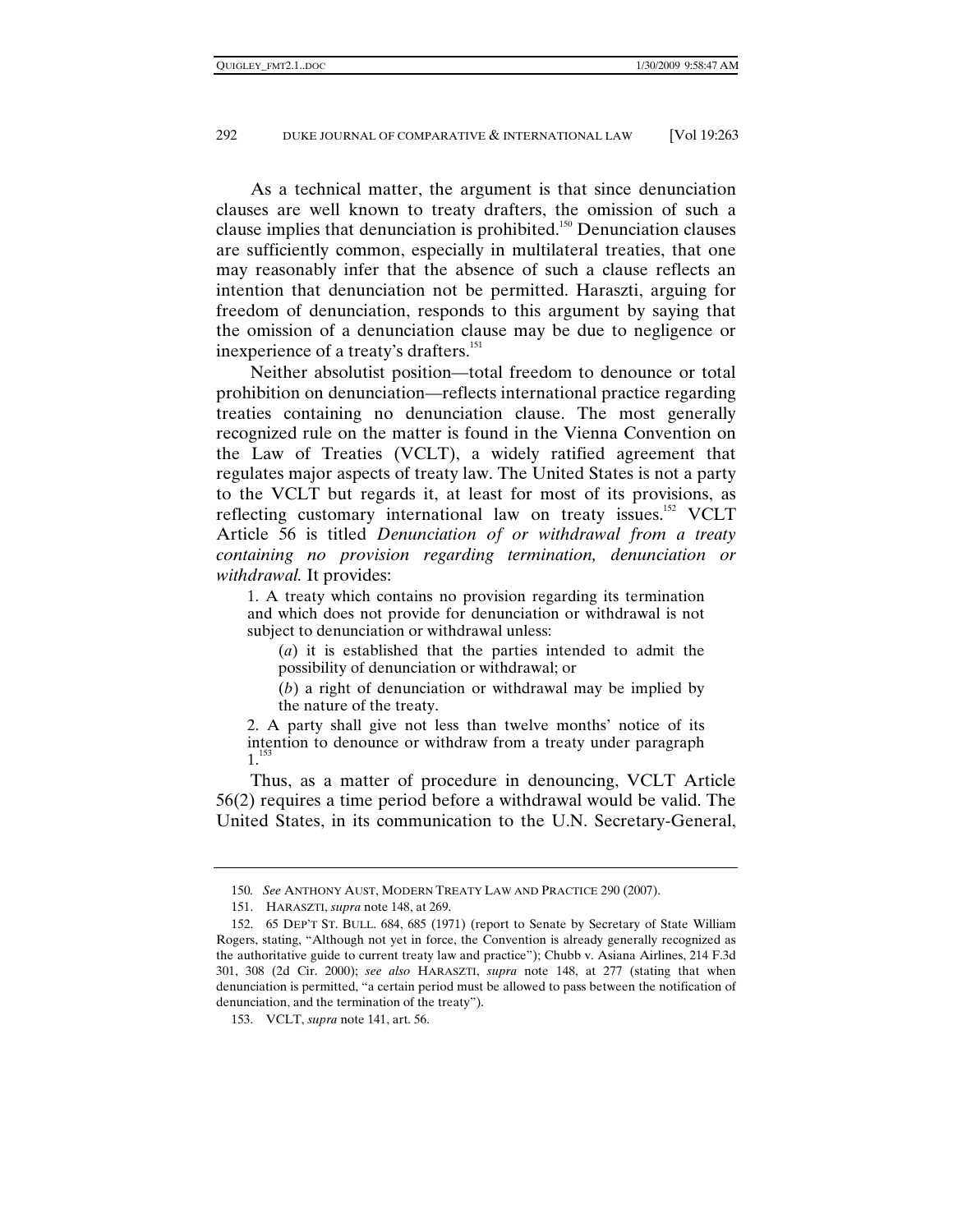As a technical matter, the argument is that since denunciation clauses are well known to treaty drafters, the omission of such a clause implies that denunciation is prohibited.[150] Denunciation clauses are sufficiently common, especially in multilateral treaties, that one may reasonably infer that the absence of such a clause reflects an intention that denunciation not be permitted. Haraszti, arguing for freedom of denunciation, responds to this argument by saying that the omission of a denunciation clause may be due to negligence or inexperience of a treaty's drafters.[151]

Neither absolutist position—total freedom to denounce or total prohibition on denunciation—reflects international practice regarding treaties containing no denunciation clause. The most generally recognized rule on the matter is found in the Vienna Convention on the Law of Treaties (VCLT), a widely ratified agreement that regulates major aspects of treaty law. The United States is not a party to the VCLT but regards it, at least for most of its provisions, as reflecting customary international law on treaty issues.[152] VCLT Article 56 is titled *Denunciation of or withdrawal from a treaty containing no provision regarding termination, denunciation or withdrawal.* It provides:

> 1. A treaty which contains no provision regarding its termination and which does not provide for denunciation or withdrawal is not subject to denunciation or withdrawal unless:
>
> (*a*) it is established that the parties intended to admit the possibility of denunciation or withdrawal; or
>
> (*b*) a right of denunciation or withdrawal may be implied by the nature of the treaty.
>
> 2. A party shall give not less than twelve months' notice of its intention to denounce or withdraw from a treaty under paragraph 1.[153]

Thus, as a matter of procedure in denouncing, VCLT Article 56(2) requires a time period before a withdrawal would be valid. The United States, in its communication to the U.N. Secretary-General,

---

150. *See* ANTHONY AUST, MODERN TREATY LAW AND PRACTICE 290 (2007).

151. HARASZTI, *supra* note 148, at 269.

152. 65 DEP'T ST. BULL. 684, 685 (1971) (report to Senate by Secretary of State William Rogers, stating, "Although not yet in force, the Convention is already generally recognized as the authoritative guide to current treaty law and practice"); Chubb v. Asiana Airlines, 214 F.3d 301, 308 (2d Cir. 2000); *see also* HARASZTI, *supra* note 148, at 277 (stating that when denunciation is permitted, "a certain period must be allowed to pass between the notification of denunciation, and the termination of the treaty").

153. VCLT, *supra* note 141, art. 56.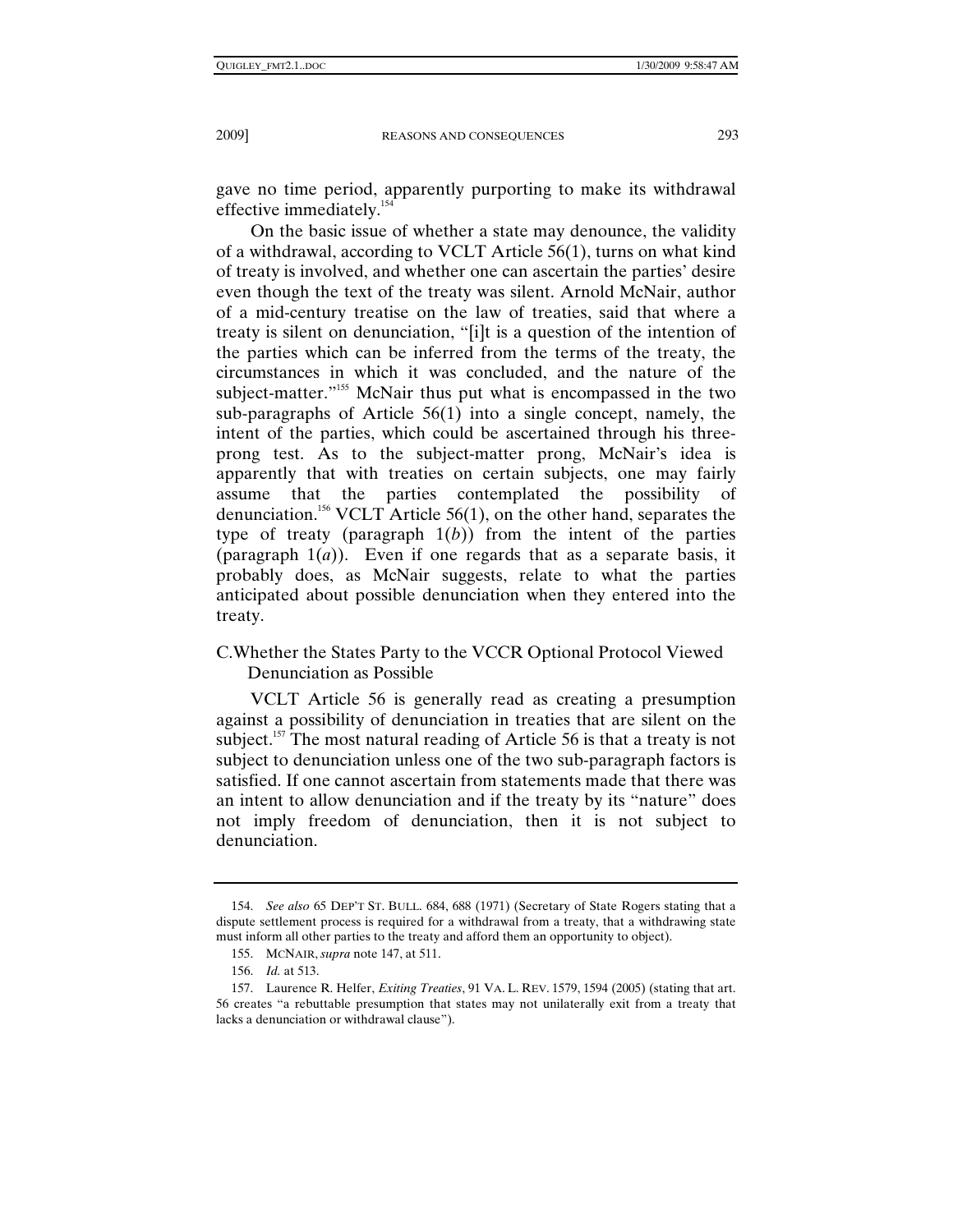gave no time period, apparently purporting to make its withdrawal effective immediately.[154]

On the basic issue of whether a state may denounce, the validity of a withdrawal, according to VCLT Article 56(1), turns on what kind of treaty is involved, and whether one can ascertain the parties' desire even though the text of the treaty was silent. Arnold McNair, author of a mid-century treatise on the law of treaties, said that where a treaty is silent on denunciation, "[i]t is a question of the intention of the parties which can be inferred from the terms of the treaty, the circumstances in which it was concluded, and the nature of the subject-matter."[155] McNair thus put what is encompassed in the two sub-paragraphs of Article 56(1) into a single concept, namely, the intent of the parties, which could be ascertained through his three-prong test. As to the subject-matter prong, McNair's idea is apparently that with treaties on certain subjects, one may fairly assume that the parties contemplated the possibility of denunciation.[156] VCLT Article 56(1), on the other hand, separates the type of treaty (paragraph 1(*b*)) from the intent of the parties (paragraph 1(*a*)). Even if one regards that as a separate basis, it probably does, as McNair suggests, relate to what the parties anticipated about possible denunciation when they entered into the treaty.

### C. Whether the States Party to the VCCR Optional Protocol Viewed Denunciation as Possible

VCLT Article 56 is generally read as creating a presumption against a possibility of denunciation in treaties that are silent on the subject.[157] The most natural reading of Article 56 is that a treaty is not subject to denunciation unless one of the two sub-paragraph factors is satisfied. If one cannot ascertain from statements made that there was an intent to allow denunciation and if the treaty by its "nature" does not imply freedom of denunciation, then it is not subject to denunciation.

---

154. *See also* 65 DEP'T ST. BULL. 684, 688 (1971) (Secretary of State Rogers stating that a dispute settlement process is required for a withdrawal from a treaty, that a withdrawing state must inform all other parties to the treaty and afford them an opportunity to object).

155. MCNAIR, *supra* note 147, at 511.

156. *Id.* at 513.

157. Laurence R. Helfer, *Exiting Treaties*, 91 VA. L. REV. 1579, 1594 (2005) (stating that art. 56 creates "a rebuttable presumption that states may not unilaterally exit from a treaty that lacks a denunciation or withdrawal clause").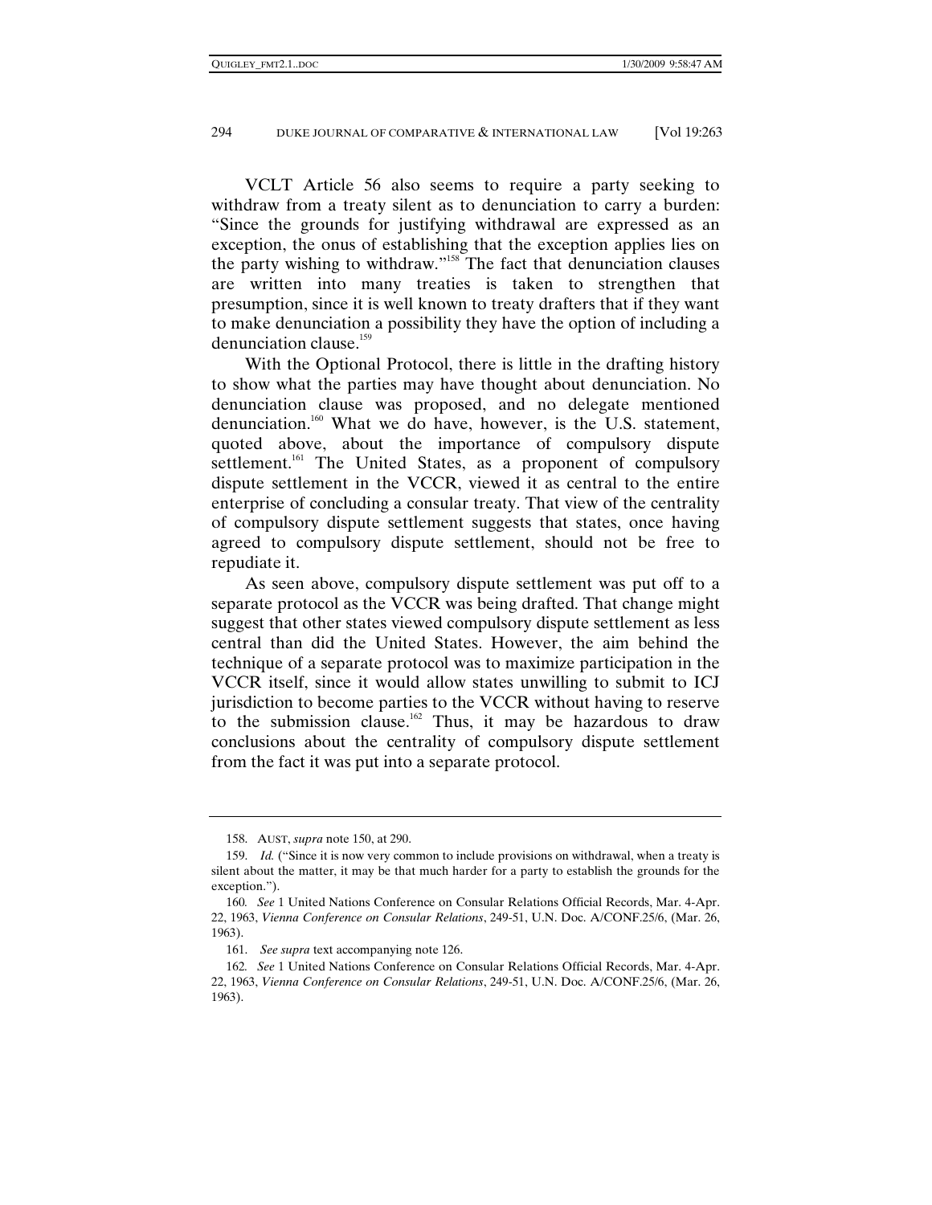VCLT Article 56 also seems to require a party seeking to withdraw from a treaty silent as to denunciation to carry a burden: "Since the grounds for justifying withdrawal are expressed as an exception, the onus of establishing that the exception applies lies on the party wishing to withdraw."[158] The fact that denunciation clauses are written into many treaties is taken to strengthen that presumption, since it is well known to treaty drafters that if they want to make denunciation a possibility they have the option of including a denunciation clause.[159]

With the Optional Protocol, there is little in the drafting history to show what the parties may have thought about denunciation. No denunciation clause was proposed, and no delegate mentioned denunciation.[160] What we do have, however, is the U.S. statement, quoted above, about the importance of compulsory dispute settlement.[161] The United States, as a proponent of compulsory dispute settlement in the VCCR, viewed it as central to the entire enterprise of concluding a consular treaty. That view of the centrality of compulsory dispute settlement suggests that states, once having agreed to compulsory dispute settlement, should not be free to repudiate it.

As seen above, compulsory dispute settlement was put off to a separate protocol as the VCCR was being drafted. That change might suggest that other states viewed compulsory dispute settlement as less central than did the United States. However, the aim behind the technique of a separate protocol was to maximize participation in the VCCR itself, since it would allow states unwilling to submit to ICJ jurisdiction to become parties to the VCCR without having to reserve to the submission clause.[162] Thus, it may be hazardous to draw conclusions about the centrality of compulsory dispute settlement from the fact it was put into a separate protocol.

---

158. AUST, *supra* note 150, at 290.

159. *Id.* ("Since it is now very common to include provisions on withdrawal, when a treaty is silent about the matter, it may be that much harder for a party to establish the grounds for the exception.").

160. *See* 1 United Nations Conference on Consular Relations Official Records, Mar. 4-Apr. 22, 1963, *Vienna Conference on Consular Relations*, 249-51, U.N. Doc. A/CONF.25/6, (Mar. 26, 1963).

161. *See supra* text accompanying note 126.

162. *See* 1 United Nations Conference on Consular Relations Official Records, Mar. 4-Apr. 22, 1963, *Vienna Conference on Consular Relations*, 249-51, U.N. Doc. A/CONF.25/6, (Mar. 26, 1963).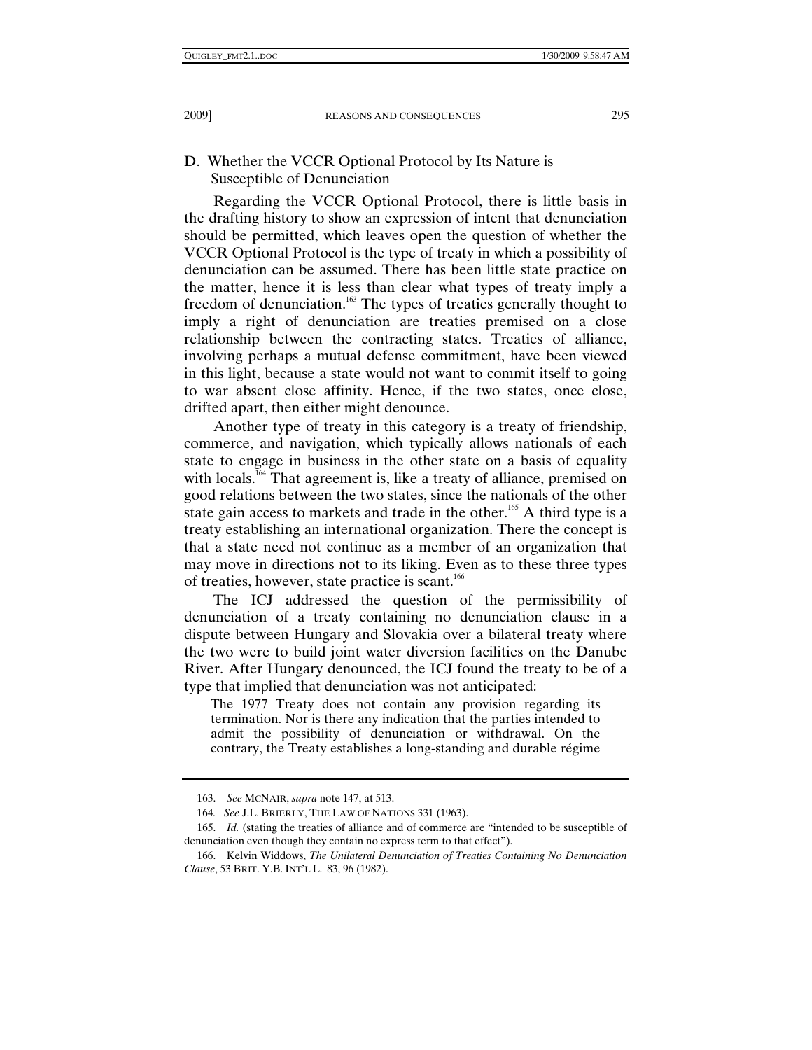### D. Whether the VCCR Optional Protocol by Its Nature is Susceptible of Denunciation

Regarding the VCCR Optional Protocol, there is little basis in the drafting history to show an expression of intent that denunciation should be permitted, which leaves open the question of whether the VCCR Optional Protocol is the type of treaty in which a possibility of denunciation can be assumed. There has been little state practice on the matter, hence it is less than clear what types of treaty imply a freedom of denunciation.[163] The types of treaties generally thought to imply a right of denunciation are treaties premised on a close relationship between the contracting states. Treaties of alliance, involving perhaps a mutual defense commitment, have been viewed in this light, because a state would not want to commit itself to going to war absent close affinity. Hence, if the two states, once close, drifted apart, then either might denounce.

Another type of treaty in this category is a treaty of friendship, commerce, and navigation, which typically allows nationals of each state to engage in business in the other state on a basis of equality with locals.[164] That agreement is, like a treaty of alliance, premised on good relations between the two states, since the nationals of the other state gain access to markets and trade in the other.[165] A third type is a treaty establishing an international organization. There the concept is that a state need not continue as a member of an organization that may move in directions not to its liking. Even as to these three types of treaties, however, state practice is scant.[166]

The ICJ addressed the question of the permissibility of denunciation of a treaty containing no denunciation clause in a dispute between Hungary and Slovakia over a bilateral treaty where the two were to build joint water diversion facilities on the Danube River. After Hungary denounced, the ICJ found the treaty to be of a type that implied that denunciation was not anticipated:

> The 1977 Treaty does not contain any provision regarding its termination. Nor is there any indication that the parties intended to admit the possibility of denunciation or withdrawal. On the contrary, the Treaty establishes a long-standing and durable régime

---

163. *See* MCNAIR, *supra* note 147, at 513.

164. *See* J.L. BRIERLY, THE LAW OF NATIONS 331 (1963).

165. *Id.* (stating the treaties of alliance and of commerce are "intended to be susceptible of denunciation even though they contain no express term to that effect").

166. Kelvin Widdows, *The Unilateral Denunciation of Treaties Containing No Denunciation Clause*, 53 BRIT. Y.B. INT'L L. 83, 96 (1982).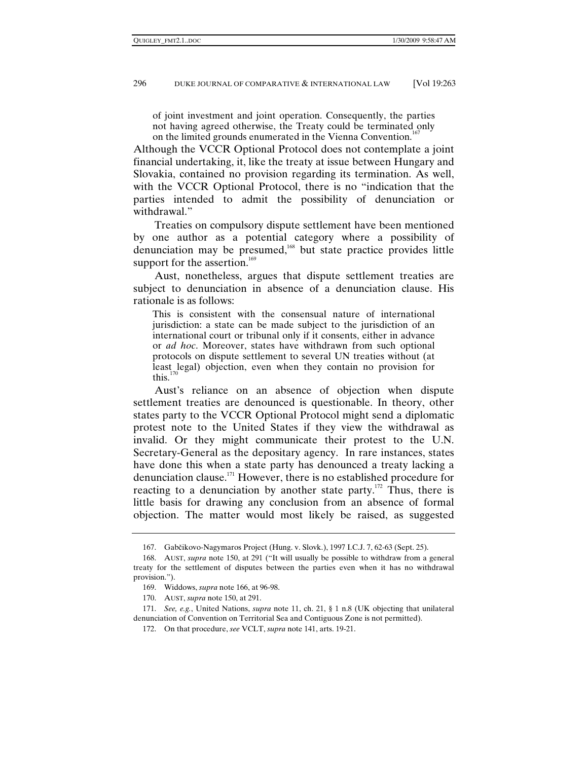> of joint investment and joint operation. Consequently, the parties not having agreed otherwise, the Treaty could be terminated only on the limited grounds enumerated in the Vienna Convention.[167]

Although the VCCR Optional Protocol does not contemplate a joint financial undertaking, it, like the treaty at issue between Hungary and Slovakia, contained no provision regarding its termination. As well, with the VCCR Optional Protocol, there is no "indication that the parties intended to admit the possibility of denunciation or withdrawal."

Treaties on compulsory dispute settlement have been mentioned by one author as a potential category where a possibility of denunciation may be presumed,[168] but state practice provides little support for the assertion.[169]

Aust, nonetheless, argues that dispute settlement treaties are subject to denunciation in absence of a denunciation clause. His rationale is as follows:

> This is consistent with the consensual nature of international jurisdiction: a state can be made subject to the jurisdiction of an international court or tribunal only if it consents, either in advance or *ad hoc*. Moreover, states have withdrawn from such optional protocols on dispute settlement to several UN treaties without (at least legal) objection, even when they contain no provision for this.[170]

Aust's reliance on an absence of objection when dispute settlement treaties are denounced is questionable. In theory, other states party to the VCCR Optional Protocol might send a diplomatic protest note to the United States if they view the withdrawal as invalid. Or they might communicate their protest to the U.N. Secretary-General as the depositary agency. In rare instances, states have done this when a state party has denounced a treaty lacking a denunciation clause.[171] However, there is no established procedure for reacting to a denunciation by another state party.[172] Thus, there is little basis for drawing any conclusion from an absence of formal objection. The matter would most likely be raised, as suggested

---

167. Gabčikovo-Nagymaros Project (Hung. v. Slovk.), 1997 I.C.J. 7, 62-63 (Sept. 25).

168. AUST, *supra* note 150, at 291 ("It will usually be possible to withdraw from a general treaty for the settlement of disputes between the parties even when it has no withdrawal provision.").

169. Widdows, *supra* note 166, at 96-98.

170. AUST, *supra* note 150, at 291.

171. *See, e.g.*, United Nations, *supra* note 11, ch. 21, § 1 n.8 (UK objecting that unilateral denunciation of Convention on Territorial Sea and Contiguous Zone is not permitted).

172. On that procedure, *see* VCLT, *supra* note 141, arts. 19-21.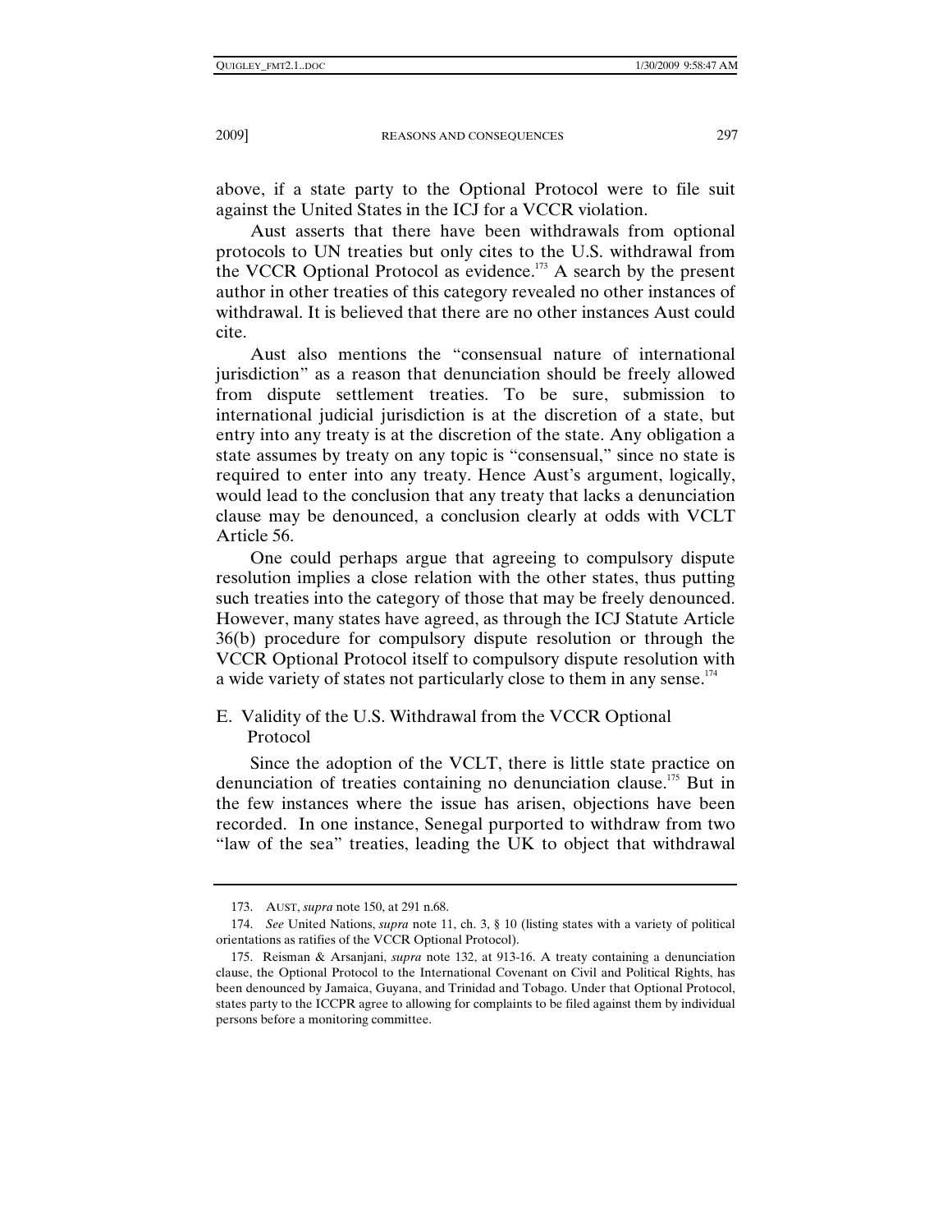above, if a state party to the Optional Protocol were to file suit against the United States in the ICJ for a VCCR violation.

Aust asserts that there have been withdrawals from optional protocols to UN treaties but only cites to the U.S. withdrawal from the VCCR Optional Protocol as evidence.[173] A search by the present author in other treaties of this category revealed no other instances of withdrawal. It is believed that there are no other instances Aust could cite.

Aust also mentions the "consensual nature of international jurisdiction" as a reason that denunciation should be freely allowed from dispute settlement treaties. To be sure, submission to international judicial jurisdiction is at the discretion of a state, but entry into any treaty is at the discretion of the state. Any obligation a state assumes by treaty on any topic is "consensual," since no state is required to enter into any treaty. Hence Aust's argument, logically, would lead to the conclusion that any treaty that lacks a denunciation clause may be denounced, a conclusion clearly at odds with VCLT Article 56.

One could perhaps argue that agreeing to compulsory dispute resolution implies a close relation with the other states, thus putting such treaties into the category of those that may be freely denounced. However, many states have agreed, as through the ICJ Statute Article 36(b) procedure for compulsory dispute resolution or through the VCCR Optional Protocol itself to compulsory dispute resolution with a wide variety of states not particularly close to them in any sense.[174]

### E. Validity of the U.S. Withdrawal from the VCCR Optional Protocol

Since the adoption of the VCLT, there is little state practice on denunciation of treaties containing no denunciation clause.[175] But in the few instances where the issue has arisen, objections have been recorded. In one instance, Senegal purported to withdraw from two "law of the sea" treaties, leading the UK to object that withdrawal

---

173. AUST, *supra* note 150, at 291 n.68.

174. *See* United Nations, *supra* note 11, ch. 3, § 10 (listing states with a variety of political orientations as ratifies of the VCCR Optional Protocol).

175. Reisman & Arsanjani, *supra* note 132, at 913-16. A treaty containing a denunciation clause, the Optional Protocol to the International Covenant on Civil and Political Rights, has been denounced by Jamaica, Guyana, and Trinidad and Tobago. Under that Optional Protocol, states party to the ICCPR agree to allowing for complaints to be filed against them by individual persons before a monitoring committee.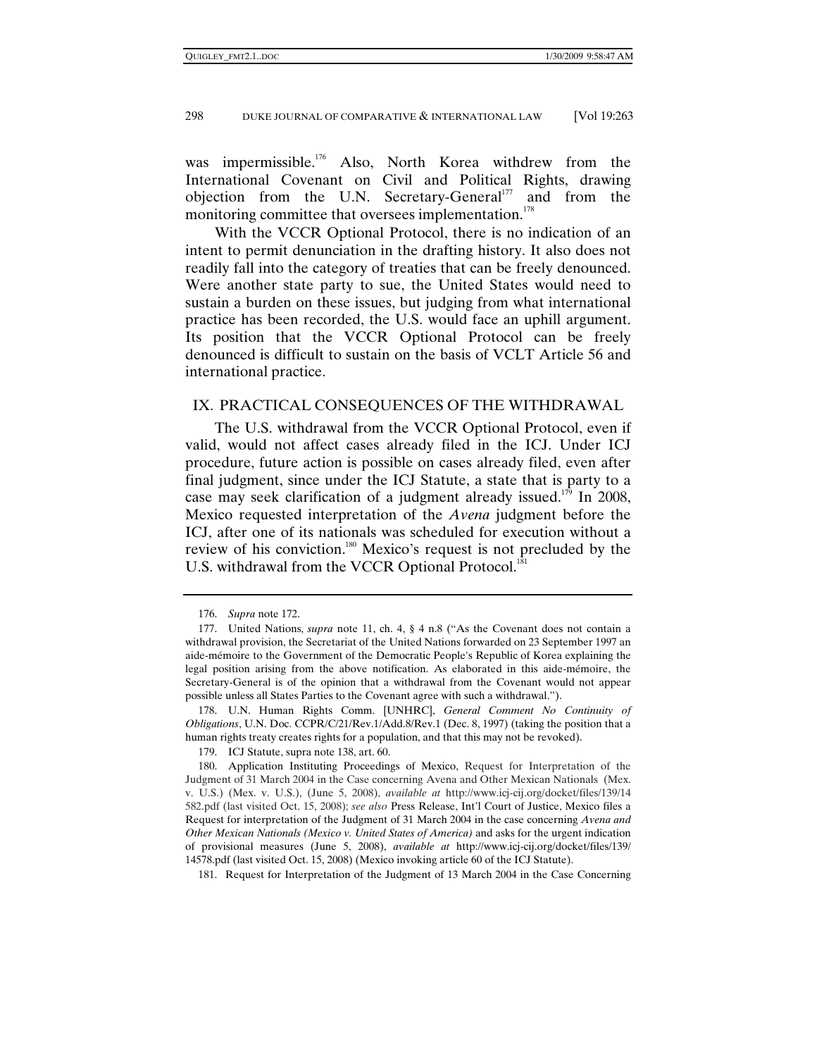was impermissible.[176] Also, North Korea withdrew from the International Covenant on Civil and Political Rights, drawing objection from the U.N. Secretary-General[177] and from the monitoring committee that oversees implementation.[178]

With the VCCR Optional Protocol, there is no indication of an intent to permit denunciation in the drafting history. It also does not readily fall into the category of treaties that can be freely denounced. Were another state party to sue, the United States would need to sustain a burden on these issues, but judging from what international practice has been recorded, the U.S. would face an uphill argument. Its position that the VCCR Optional Protocol can be freely denounced is difficult to sustain on the basis of VCLT Article 56 and international practice.

## IX. PRACTICAL CONSEQUENCES OF THE WITHDRAWAL

The U.S. withdrawal from the VCCR Optional Protocol, even if valid, would not affect cases already filed in the ICJ. Under ICJ procedure, future action is possible on cases already filed, even after final judgment, since under the ICJ Statute, a state that is party to a case may seek clarification of a judgment already issued.[179] In 2008, Mexico requested interpretation of the *Avena* judgment before the ICJ, after one of its nationals was scheduled for execution without a review of his conviction.[180] Mexico's request is not precluded by the U.S. withdrawal from the VCCR Optional Protocol.[181]

---

176. *Supra* note 172.

177. United Nations, *supra* note 11, ch. 4, § 4 n.8 ("As the Covenant does not contain a withdrawal provision, the Secretariat of the United Nations forwarded on 23 September 1997 an aide-mémoire to the Government of the Democratic People's Republic of Korea explaining the legal position arising from the above notification. As elaborated in this aide-mémoire, the Secretary-General is of the opinion that a withdrawal from the Covenant would not appear possible unless all States Parties to the Covenant agree with such a withdrawal.").

178. U.N. Human Rights Comm. [UNHRC], *General Comment No Continuity of Obligations*, U.N. Doc. CCPR/C/21/Rev.1/Add.8/Rev.1 (Dec. 8, 1997) (taking the position that a human rights treaty creates rights for a population, and that this may not be revoked).

179. ICJ Statute, supra note 138, art. 60.

180. Application Instituting Proceedings of Mexico, Request for Interpretation of the Judgment of 31 March 2004 in the Case concerning Avena and Other Mexican Nationals (Mex. v. U.S.) (Mex. v. U.S.), (June 5, 2008), *available at* http://www.icj-cij.org/docket/files/139/14582.pdf (last visited Oct. 15, 2008); *see also* Press Release, Int'l Court of Justice, Mexico files a Request for interpretation of the Judgment of 31 March 2004 in the case concerning *Avena and Other Mexican Nationals (Mexico v. United States of America)* and asks for the urgent indication of provisional measures (June 5, 2008), *available at* http://www.icj-cij.org/docket/files/139/14578.pdf (last visited Oct. 15, 2008) (Mexico invoking article 60 of the ICJ Statute).

181. Request for Interpretation of the Judgment of 13 March 2004 in the Case Concerning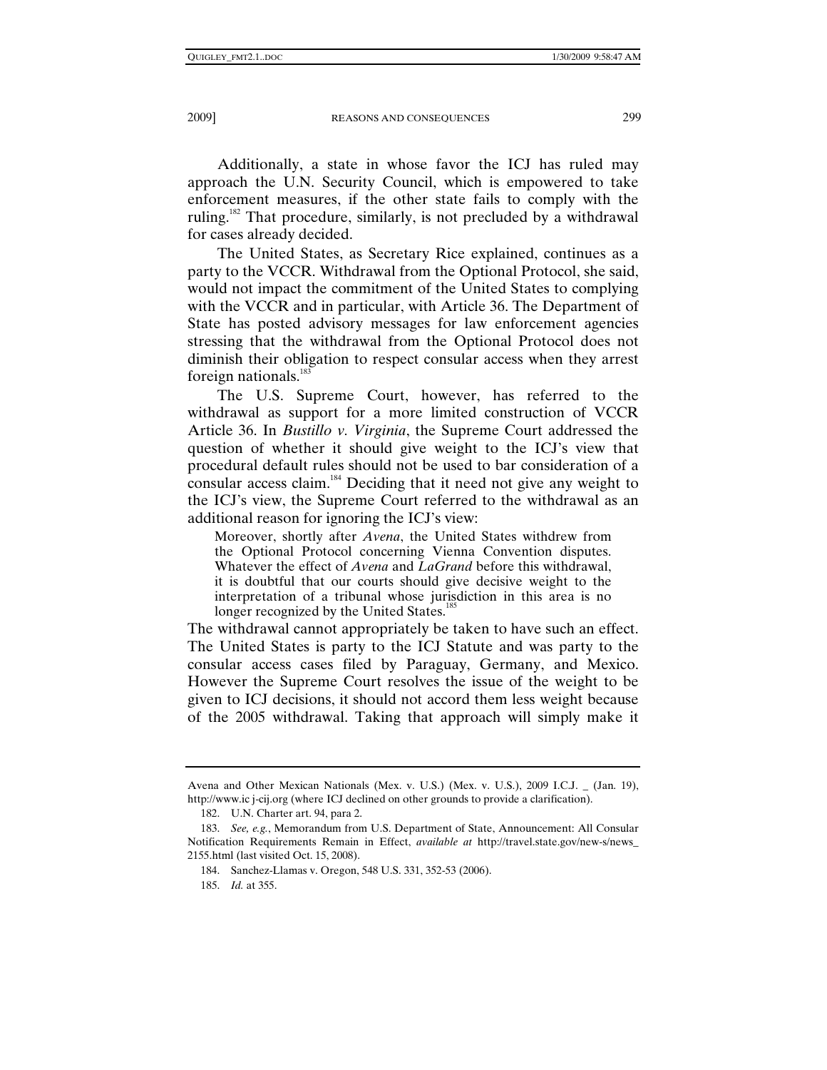Additionally, a state in whose favor the ICJ has ruled may approach the U.N. Security Council, which is empowered to take enforcement measures, if the other state fails to comply with the ruling.[182] That procedure, similarly, is not precluded by a withdrawal for cases already decided.

The United States, as Secretary Rice explained, continues as a party to the VCCR. Withdrawal from the Optional Protocol, she said, would not impact the commitment of the United States to complying with the VCCR and in particular, with Article 36. The Department of State has posted advisory messages for law enforcement agencies stressing that the withdrawal from the Optional Protocol does not diminish their obligation to respect consular access when they arrest foreign nationals.[183]

The U.S. Supreme Court, however, has referred to the withdrawal as support for a more limited construction of VCCR Article 36. In *Bustillo v. Virginia*, the Supreme Court addressed the question of whether it should give weight to the ICJ's view that procedural default rules should not be used to bar consideration of a consular access claim.[184] Deciding that it need not give any weight to the ICJ's view, the Supreme Court referred to the withdrawal as an additional reason for ignoring the ICJ's view:

> Moreover, shortly after *Avena*, the United States withdrew from the Optional Protocol concerning Vienna Convention disputes. Whatever the effect of *Avena* and *LaGrand* before this withdrawal, it is doubtful that our courts should give decisive weight to the interpretation of a tribunal whose jurisdiction in this area is no longer recognized by the United States.[185]

The withdrawal cannot appropriately be taken to have such an effect. The United States is party to the ICJ Statute and was party to the consular access cases filed by Paraguay, Germany, and Mexico. However the Supreme Court resolves the issue of the weight to be given to ICJ decisions, it should not accord them less weight because of the 2005 withdrawal. Taking that approach will simply make it

---

Avena and Other Mexican Nationals (Mex. v. U.S.) (Mex. v. U.S.), 2009 I.C.J. _ (Jan. 19), http://www.icj-cij.org (where ICJ declined on other grounds to provide a clarification).

182. U.N. Charter art. 94, para 2.

183. *See, e.g.*, Memorandum from U.S. Department of State, Announcement: All Consular Notification Requirements Remain in Effect, *available at* http://travel.state.gov/new-s/news_2155.html (last visited Oct. 15, 2008).

184. Sanchez-Llamas v. Oregon, 548 U.S. 331, 352-53 (2006).

185. *Id.* at 355.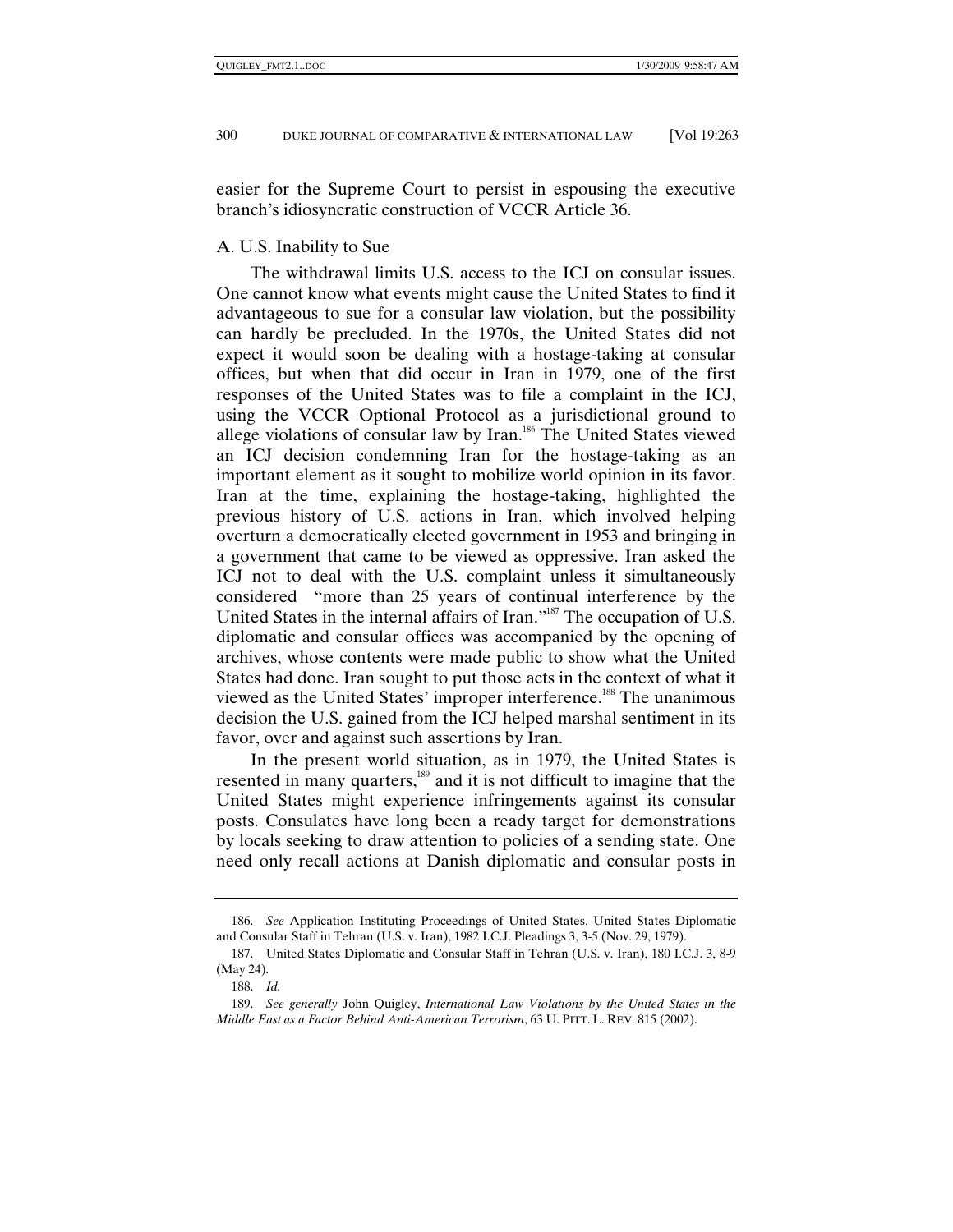easier for the Supreme Court to persist in espousing the executive branch's idiosyncratic construction of VCCR Article 36.

### A. U.S. Inability to Sue

The withdrawal limits U.S. access to the ICJ on consular issues. One cannot know what events might cause the United States to find it advantageous to sue for a consular law violation, but the possibility can hardly be precluded. In the 1970s, the United States did not expect it would soon be dealing with a hostage-taking at consular offices, but when that did occur in Iran in 1979, one of the first responses of the United States was to file a complaint in the ICJ, using the VCCR Optional Protocol as a jurisdictional ground to allege violations of consular law by Iran.[186] The United States viewed an ICJ decision condemning Iran for the hostage-taking as an important element as it sought to mobilize world opinion in its favor. Iran at the time, explaining the hostage-taking, highlighted the previous history of U.S. actions in Iran, which involved helping overturn a democratically elected government in 1953 and bringing in a government that came to be viewed as oppressive. Iran asked the ICJ not to deal with the U.S. complaint unless it simultaneously considered "more than 25 years of continual interference by the United States in the internal affairs of Iran."[187] The occupation of U.S. diplomatic and consular offices was accompanied by the opening of archives, whose contents were made public to show what the United States had done. Iran sought to put those acts in the context of what it viewed as the United States' improper interference.[188] The unanimous decision the U.S. gained from the ICJ helped marshal sentiment in its favor, over and against such assertions by Iran.

In the present world situation, as in 1979, the United States is resented in many quarters,[189] and it is not difficult to imagine that the United States might experience infringements against its consular posts. Consulates have long been a ready target for demonstrations by locals seeking to draw attention to policies of a sending state. One need only recall actions at Danish diplomatic and consular posts in

---

186. *See* Application Instituting Proceedings of United States, United States Diplomatic and Consular Staff in Tehran (U.S. v. Iran), 1982 I.C.J. Pleadings 3, 3-5 (Nov. 29, 1979).

187. United States Diplomatic and Consular Staff in Tehran (U.S. v. Iran), 180 I.C.J. 3, 8-9 (May 24).

188. *Id.*

189. *See generally* John Quigley, *International Law Violations by the United States in the Middle East as a Factor Behind Anti-American Terrorism*, 63 U. PITT. L. REV. 815 (2002).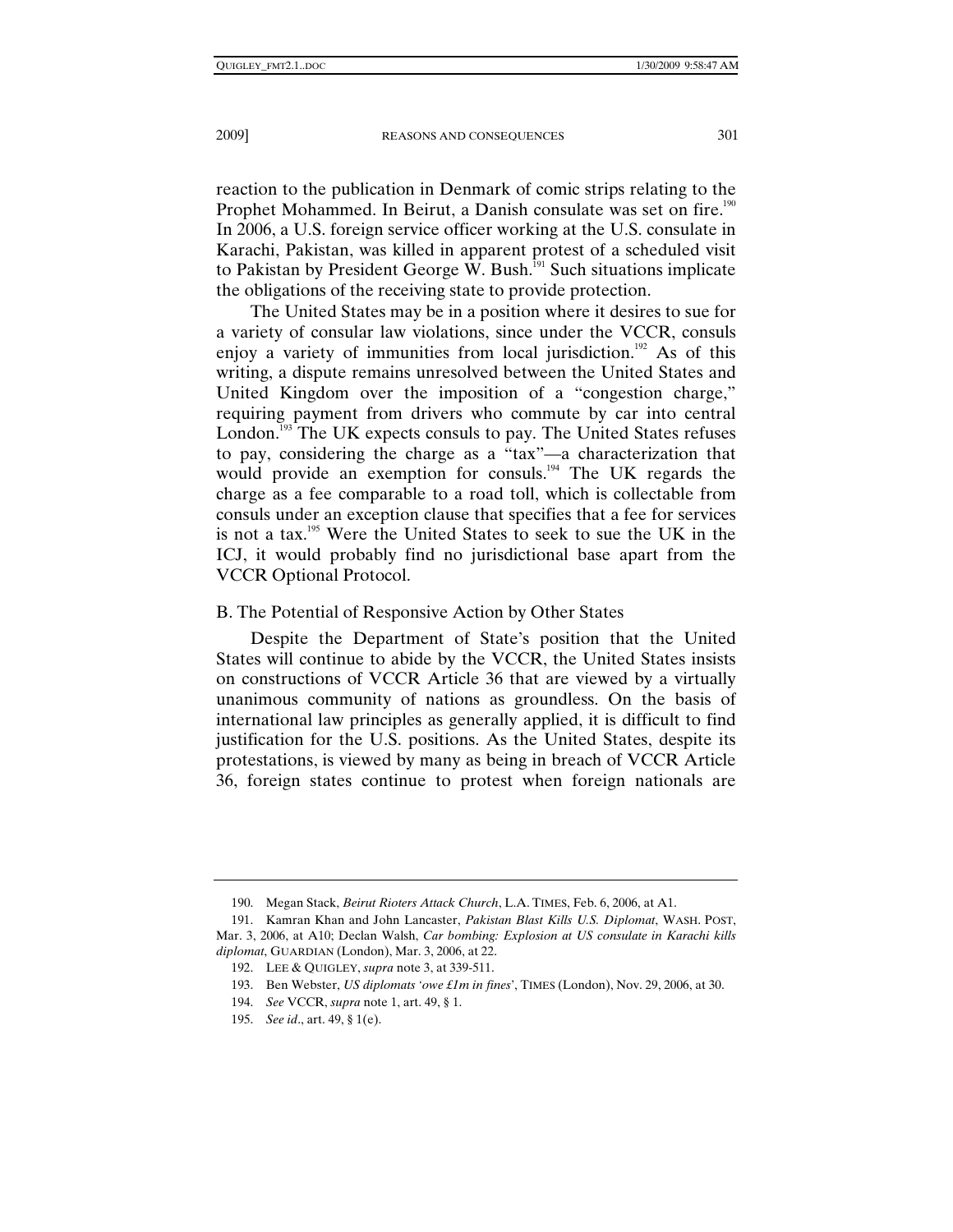reaction to the publication in Denmark of comic strips relating to the Prophet Mohammed. In Beirut, a Danish consulate was set on fire.[190] In 2006, a U.S. foreign service officer working at the U.S. consulate in Karachi, Pakistan, was killed in apparent protest of a scheduled visit to Pakistan by President George W. Bush.[191] Such situations implicate the obligations of the receiving state to provide protection.

The United States may be in a position where it desires to sue for a variety of consular law violations, since under the VCCR, consuls enjoy a variety of immunities from local jurisdiction.[192] As of this writing, a dispute remains unresolved between the United States and United Kingdom over the imposition of a "congestion charge," requiring payment from drivers who commute by car into central London.[193] The UK expects consuls to pay. The United States refuses to pay, considering the charge as a "tax"—a characterization that would provide an exemption for consuls.[194] The UK regards the charge as a fee comparable to a road toll, which is collectable from consuls under an exception clause that specifies that a fee for services is not a tax.[195] Were the United States to seek to sue the UK in the ICJ, it would probably find no jurisdictional base apart from the VCCR Optional Protocol.

B. The Potential of Responsive Action by Other States

Despite the Department of State's position that the United States will continue to abide by the VCCR, the United States insists on constructions of VCCR Article 36 that are viewed by a virtually unanimous community of nations as groundless. On the basis of international law principles as generally applied, it is difficult to find justification for the U.S. positions. As the United States, despite its protestations, is viewed by many as being in breach of VCCR Article 36, foreign states continue to protest when foreign nationals are

---

190. Megan Stack, *Beirut Rioters Attack Church*, L.A. TIMES, Feb. 6, 2006, at A1.

191. Kamran Khan and John Lancaster, *Pakistan Blast Kills U.S. Diplomat*, WASH. POST, Mar. 3, 2006, at A10; Declan Walsh, *Car bombing: Explosion at US consulate in Karachi kills diplomat*, GUARDIAN (London), Mar. 3, 2006, at 22.

192. LEE & QUIGLEY, *supra* note 3, at 339-511.

193. Ben Webster, *US diplomats 'owe £1m in fines'*, TIMES (London), Nov. 29, 2006, at 30.

194. *See* VCCR, *supra* note 1, art. 49, § 1.

195. *See id*., art. 49, § 1(e).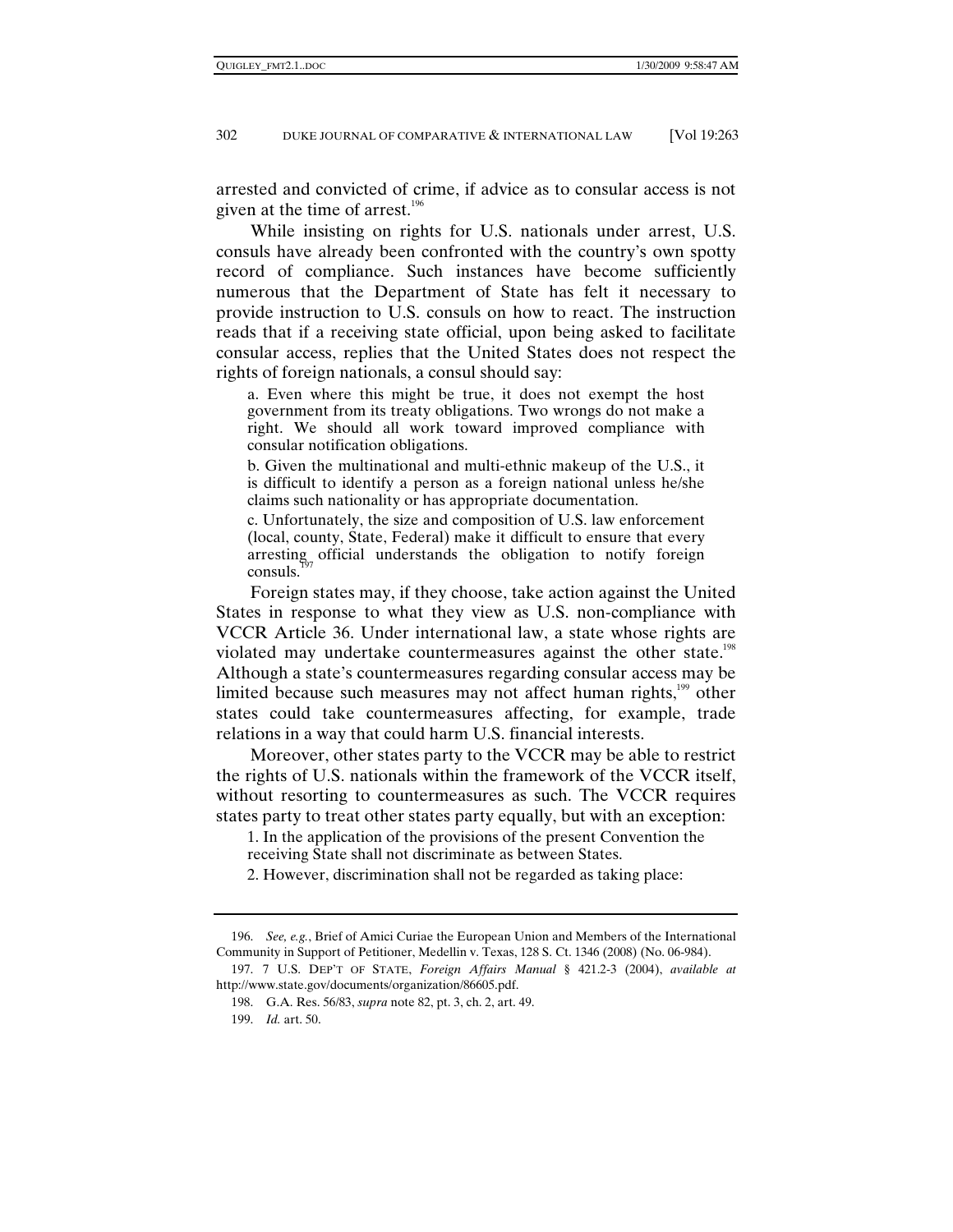arrested and convicted of crime, if advice as to consular access is not given at the time of arrest.[196]

While insisting on rights for U.S. nationals under arrest, U.S. consuls have already been confronted with the country's own spotty record of compliance. Such instances have become sufficiently numerous that the Department of State has felt it necessary to provide instruction to U.S. consuls on how to react. The instruction reads that if a receiving state official, upon being asked to facilitate consular access, replies that the United States does not respect the rights of foreign nationals, a consul should say:

> a. Even where this might be true, it does not exempt the host government from its treaty obligations. Two wrongs do not make a right. We should all work toward improved compliance with consular notification obligations.
>
> b. Given the multinational and multi-ethnic makeup of the U.S., it is difficult to identify a person as a foreign national unless he/she claims such nationality or has appropriate documentation.
>
> c. Unfortunately, the size and composition of U.S. law enforcement (local, county, State, Federal) make it difficult to ensure that every arresting official understands the obligation to notify foreign consuls.[197]

Foreign states may, if they choose, take action against the United States in response to what they view as U.S. non-compliance with VCCR Article 36. Under international law, a state whose rights are violated may undertake countermeasures against the other state.[198] Although a state's countermeasures regarding consular access may be limited because such measures may not affect human rights,[199] other states could take countermeasures affecting, for example, trade relations in a way that could harm U.S. financial interests.

Moreover, other states party to the VCCR may be able to restrict the rights of U.S. nationals within the framework of the VCCR itself, without resorting to countermeasures as such. The VCCR requires states party to treat other states party equally, but with an exception:

> 1. In the application of the provisions of the present Convention the receiving State shall not discriminate as between States.
>
> 2. However, discrimination shall not be regarded as taking place:

---

196. *See, e.g.*, Brief of Amici Curiae the European Union and Members of the International Community in Support of Petitioner, Medellin v. Texas, 128 S. Ct. 1346 (2008) (No. 06-984).

197. 7 U.S. DEP'T OF STATE, *Foreign Affairs Manual* § 421.2-3 (2004), *available at* http://www.state.gov/documents/organization/86605.pdf.

198. G.A. Res. 56/83, *supra* note 82, pt. 3, ch. 2, art. 49.

199. *Id.* art. 50.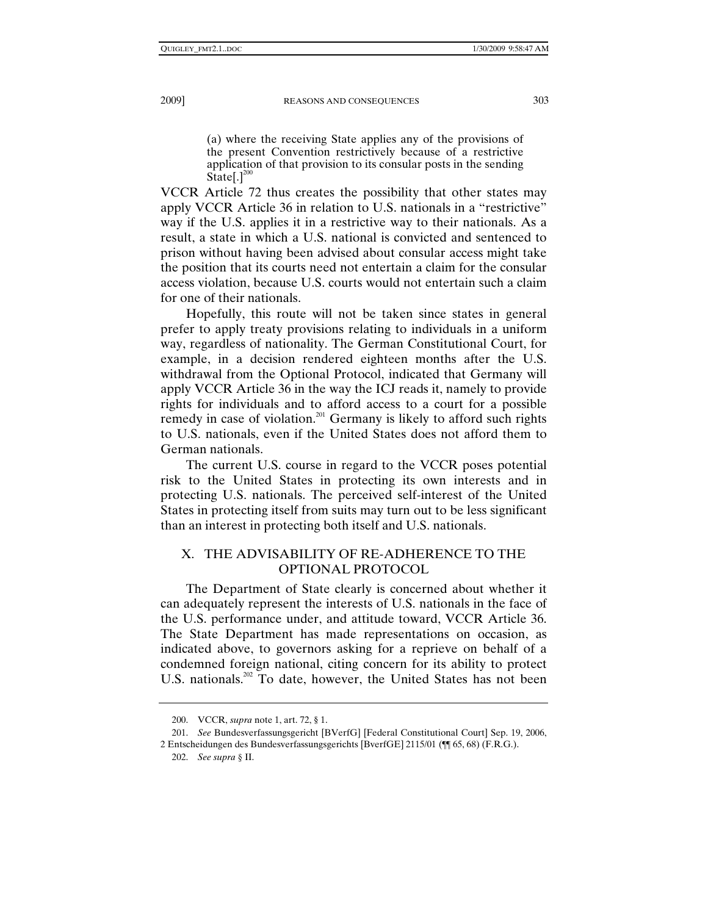> (a) where the receiving State applies any of the provisions of the present Convention restrictively because of a restrictive application of that provision to its consular posts in the sending State[.][200]

VCCR Article 72 thus creates the possibility that other states may apply VCCR Article 36 in relation to U.S. nationals in a "restrictive" way if the U.S. applies it in a restrictive way to their nationals. As a result, a state in which a U.S. national is convicted and sentenced to prison without having been advised about consular access might take the position that its courts need not entertain a claim for the consular access violation, because U.S. courts would not entertain such a claim for one of their nationals.

Hopefully, this route will not be taken since states in general prefer to apply treaty provisions relating to individuals in a uniform way, regardless of nationality. The German Constitutional Court, for example, in a decision rendered eighteen months after the U.S. withdrawal from the Optional Protocol, indicated that Germany will apply VCCR Article 36 in the way the ICJ reads it, namely to provide rights for individuals and to afford access to a court for a possible remedy in case of violation.[201] Germany is likely to afford such rights to U.S. nationals, even if the United States does not afford them to German nationals.

The current U.S. course in regard to the VCCR poses potential risk to the United States in protecting its own interests and in protecting U.S. nationals. The perceived self-interest of the United States in protecting itself from suits may turn out to be less significant than an interest in protecting both itself and U.S. nationals.

## X. THE ADVISABILITY OF RE-ADHERENCE TO THE OPTIONAL PROTOCOL

The Department of State clearly is concerned about whether it can adequately represent the interests of U.S. nationals in the face of the U.S. performance under, and attitude toward, VCCR Article 36. The State Department has made representations on occasion, as indicated above, to governors asking for a reprieve on behalf of a condemned foreign national, citing concern for its ability to protect U.S. nationals.[202] To date, however, the United States has not been

---

200. VCCR, *supra* note 1, art. 72, § 1.

201. *See* Bundesverfassungsgericht [BVerfG] [Federal Constitutional Court] Sep. 19, 2006, 2 Entscheidungen des Bundesverfassungsgerichts [BverfGE] 2115/01 (¶¶ 65, 68) (F.R.G.).

202. *See supra* § II.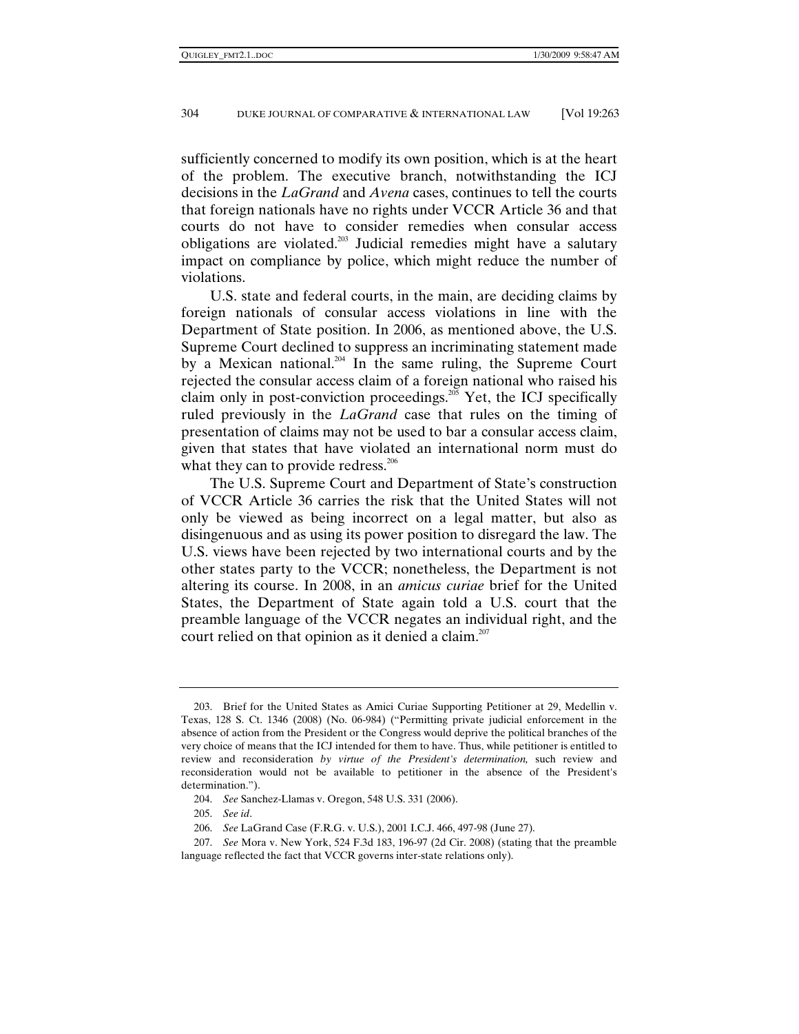sufficiently concerned to modify its own position, which is at the heart of the problem. The executive branch, notwithstanding the ICJ decisions in the *LaGrand* and *Avena* cases, continues to tell the courts that foreign nationals have no rights under VCCR Article 36 and that courts do not have to consider remedies when consular access obligations are violated.[203] Judicial remedies might have a salutary impact on compliance by police, which might reduce the number of violations.

U.S. state and federal courts, in the main, are deciding claims by foreign nationals of consular access violations in line with the Department of State position. In 2006, as mentioned above, the U.S. Supreme Court declined to suppress an incriminating statement made by a Mexican national.[204] In the same ruling, the Supreme Court rejected the consular access claim of a foreign national who raised his claim only in post-conviction proceedings.[205] Yet, the ICJ specifically ruled previously in the *LaGrand* case that rules on the timing of presentation of claims may not be used to bar a consular access claim, given that states that have violated an international norm must do what they can to provide redress.[206]

The U.S. Supreme Court and Department of State's construction of VCCR Article 36 carries the risk that the United States will not only be viewed as being incorrect on a legal matter, but also as disingenuous and as using its power position to disregard the law. The U.S. views have been rejected by two international courts and by the other states party to the VCCR; nonetheless, the Department is not altering its course. In 2008, in an *amicus curiae* brief for the United States, the Department of State again told a U.S. court that the preamble language of the VCCR negates an individual right, and the court relied on that opinion as it denied a claim.[207]

---

203. Brief for the United States as Amici Curiae Supporting Petitioner at 29, Medellin v. Texas, 128 S. Ct. 1346 (2008) (No. 06-984) ("Permitting private judicial enforcement in the absence of action from the President or the Congress would deprive the political branches of the very choice of means that the ICJ intended for them to have. Thus, while petitioner is entitled to review and reconsideration *by virtue of the President's determination,* such review and reconsideration would not be available to petitioner in the absence of the President's determination.").

204. *See* Sanchez-Llamas v. Oregon, 548 U.S. 331 (2006).

205. *See id*.

206. *See* LaGrand Case (F.R.G. v. U.S.), 2001 I.C.J. 466, 497-98 (June 27).

207. *See* Mora v. New York, 524 F.3d 183, 196-97 (2d Cir. 2008) (stating that the preamble language reflected the fact that VCCR governs inter-state relations only).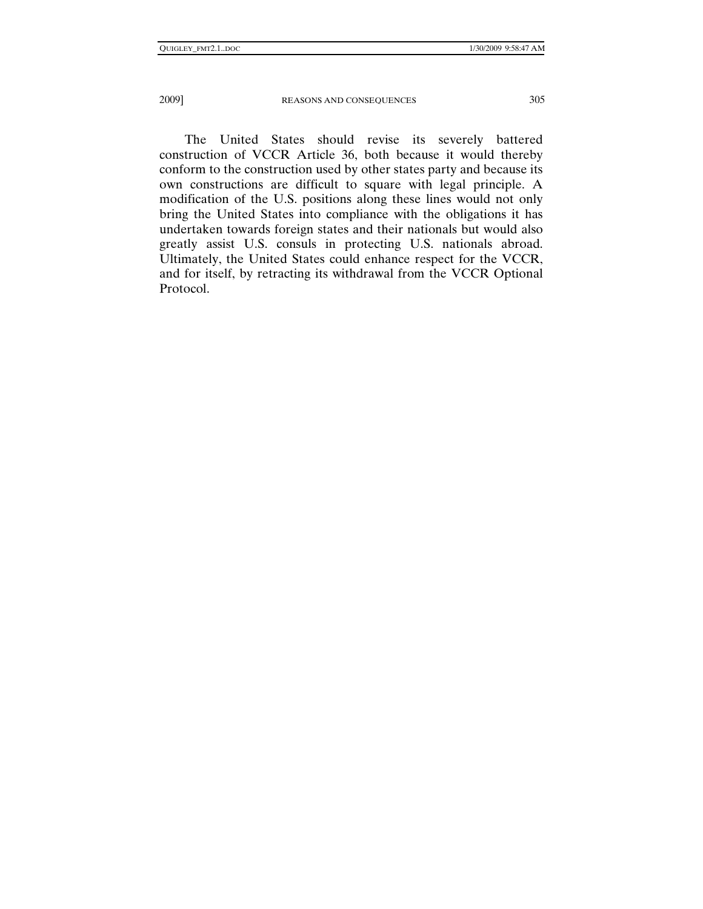The United States should revise its severely battered construction of VCCR Article 36, both because it would thereby conform to the construction used by other states party and because its own constructions are difficult to square with legal principle. A modification of the U.S. positions along these lines would not only bring the United States into compliance with the obligations it has undertaken towards foreign states and their nationals but would also greatly assist U.S. consuls in protecting U.S. nationals abroad. Ultimately, the United States could enhance respect for the VCCR, and for itself, by retracting its withdrawal from the VCCR Optional Protocol.